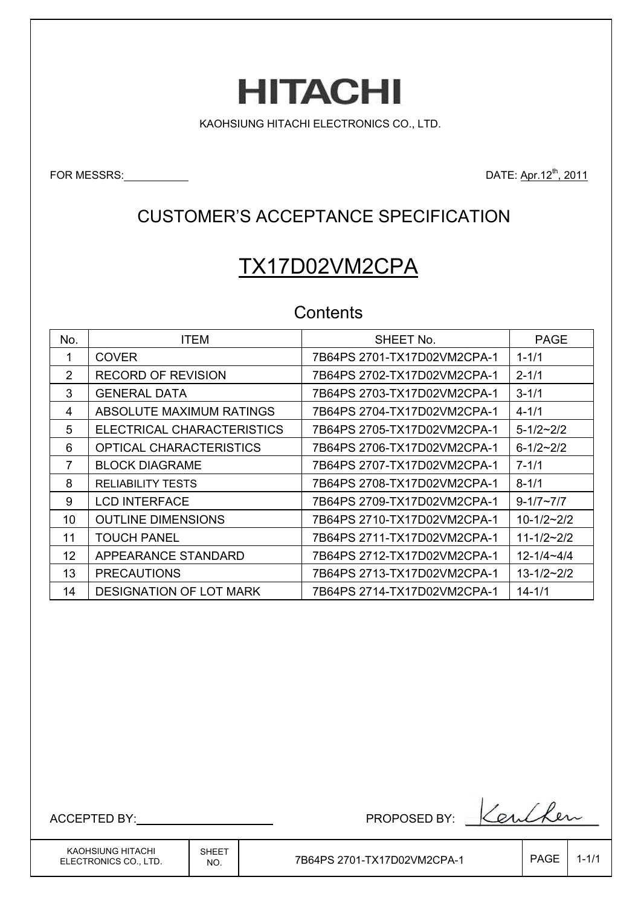# HITACHI

KAOHSIUNG HITACHI ELECTRONICS CO., LTD.

FOR MESSRS: ____________ DATE: Apr.12th, 2011

## CUSTOMER'S ACCEPTANCE SPECIFICATION

## TX17D02VM2CPA

### Contents

| No. | ITEM | SHEET No. | PAGE |
|---|---|---|---|
| 1 | COVER | 7B64PS 2701-TX17D02VM2CPA-1 | 1-1/1 |
| 2 | RECORD OF REVISION | 7B64PS 2702-TX17D02VM2CPA-1 | 2-1/1 |
| 3 | GENERAL DATA | 7B64PS 2703-TX17D02VM2CPA-1 | 3-1/1 |
| 4 | ABSOLUTE MAXIMUM RATINGS | 7B64PS 2704-TX17D02VM2CPA-1 | 4-1/1 |
| 5 | ELECTRICAL CHARACTERISTICS | 7B64PS 2705-TX17D02VM2CPA-1 | 5-1/2~2/2 |
| 6 | OPTICAL CHARACTERISTICS | 7B64PS 2706-TX17D02VM2CPA-1 | 6-1/2~2/2 |
| 7 | BLOCK DIAGRAME | 7B64PS 2707-TX17D02VM2CPA-1 | 7-1/1 |
| 8 | RELIABILITY TESTS | 7B64PS 2708-TX17D02VM2CPA-1 | 8-1/1 |
| 9 | LCD INTERFACE | 7B64PS 2709-TX17D02VM2CPA-1 | 9-1/7~7/7 |
| 10 | OUTLINE DIMENSIONS | 7B64PS 2710-TX17D02VM2CPA-1 | 10-1/2~2/2 |
| 11 | TOUCH PANEL | 7B64PS 2711-TX17D02VM2CPA-1 | 11-1/2~2/2 |
| 12 | APPEARANCE STANDARD | 7B64PS 2712-TX17D02VM2CPA-1 | 12-1/4~4/4 |
| 13 | PRECAUTIONS | 7B64PS 2713-TX17D02VM2CPA-1 | 13-1/2~2/2 |
| 14 | DESIGNATION OF LOT MARK | 7B64PS 2714-TX17D02VM2CPA-1 | 14-1/1 |

ACCEPTED BY: ____________________ PROPOSED BY: Ken Chen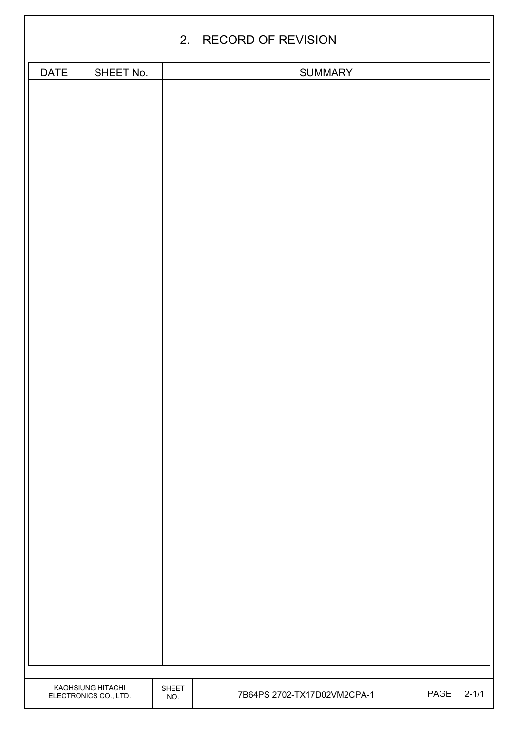## 2. RECORD OF REVISION

| DATE | SHEET No. | SUMMARY |
|---|---|---|
| | | |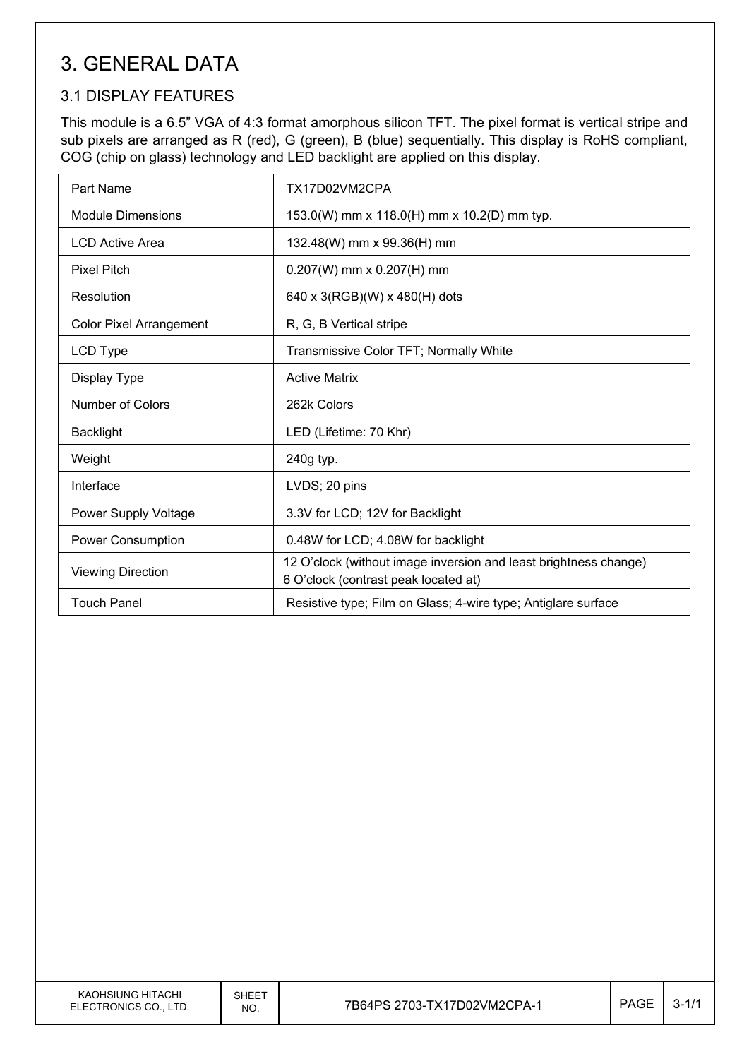# 3. GENERAL DATA

## 3.1 DISPLAY FEATURES

This module is a 6.5" VGA of 4:3 format amorphous silicon TFT. The pixel format is vertical stripe and sub pixels are arranged as R (red), G (green), B (blue) sequentially. This display is RoHS compliant, COG (chip on glass) technology and LED backlight are applied on this display.

| Part Name | TX17D02VM2CPA |
|---|---|
| Module Dimensions | 153.0(W) mm x 118.0(H) mm x 10.2(D) mm typ. |
| LCD Active Area | 132.48(W) mm x 99.36(H) mm |
| Pixel Pitch | 0.207(W) mm x 0.207(H) mm |
| Resolution | 640 x 3(RGB)(W) x 480(H) dots |
| Color Pixel Arrangement | R, G, B Vertical stripe |
| LCD Type | Transmissive Color TFT; Normally White |
| Display Type | Active Matrix |
| Number of Colors | 262k Colors |
| Backlight | LED (Lifetime: 70 Khr) |
| Weight | 240g typ. |
| Interface | LVDS; 20 pins |
| Power Supply Voltage | 3.3V for LCD; 12V for Backlight |
| Power Consumption | 0.48W for LCD; 4.08W for backlight |
| Viewing Direction | 12 O'clock (without image inversion and least brightness change)<br>6 O'clock (contrast peak located at) |
| Touch Panel | Resistive type; Film on Glass; 4-wire type; Antiglare surface |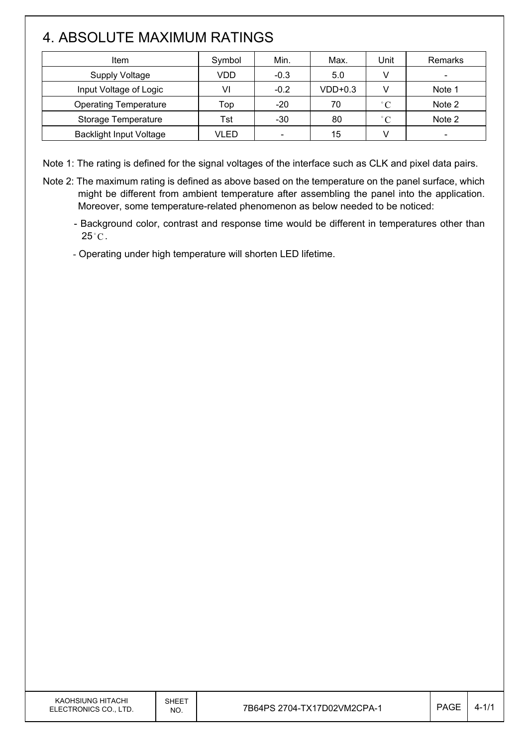# 4. ABSOLUTE MAXIMUM RATINGS

| Item | Symbol | Min. | Max. | Unit | Remarks |
|---|---|---|---|---|---|
| Supply Voltage | VDD | -0.3 | 5.0 | V | - |
| Input Voltage of Logic | VI | -0.2 | VDD+0.3 | V | Note 1 |
| Operating Temperature | Top | -20 | 70 | °C | Note 2 |
| Storage Temperature | Tst | -30 | 80 | °C | Note 2 |
| Backlight Input Voltage | VLED | - | 15 | V | - |

Note 1: The rating is defined for the signal voltages of the interface such as CLK and pixel data pairs.

Note 2: The maximum rating is defined as above based on the temperature on the panel surface, which might be different from ambient temperature after assembling the panel into the application. Moreover, some temperature-related phenomenon as below needed to be noticed:

- Background color, contrast and response time would be different in temperatures other than 25°C.
- Operating under high temperature will shorten LED lifetime.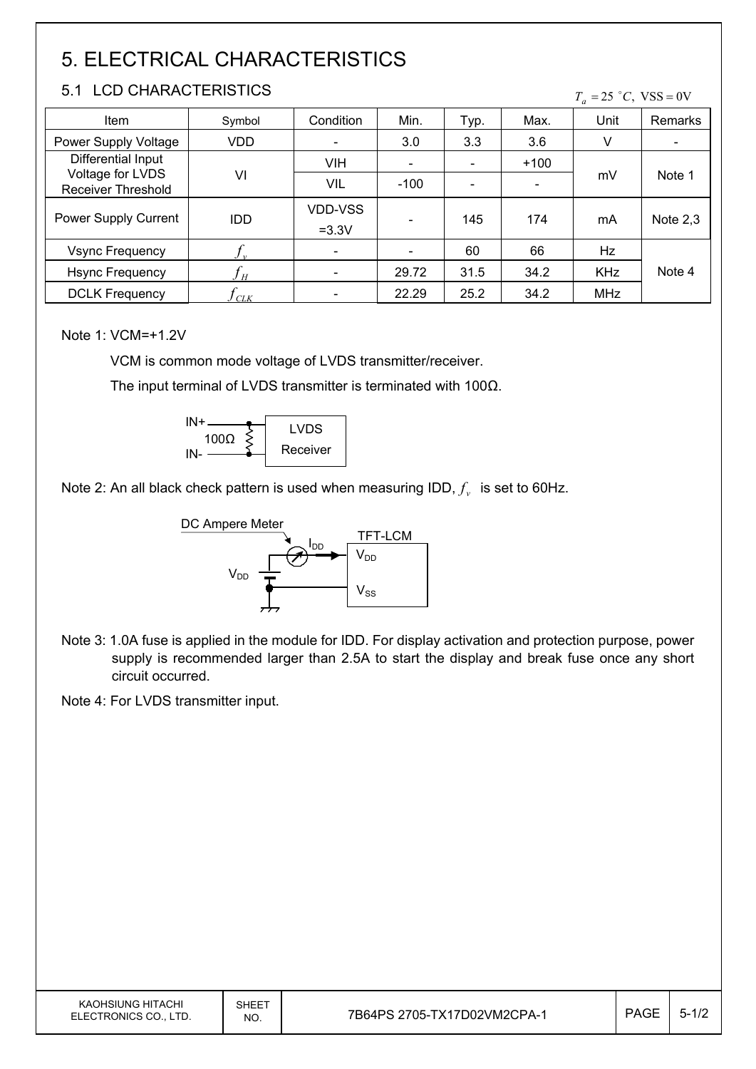# 5. ELECTRICAL CHARACTERISTICS

## 5.1 LCD CHARACTERISTICS

$T_a = 25\ ^\circ C,\ \mathrm{VSS} = 0\mathrm{V}$

| Item | Symbol | Condition | Min. | Typ. | Max. | Unit | Remarks |
|---|---|---|---|---|---|---|---|
| Power Supply Voltage | VDD | - | 3.0 | 3.3 | 3.6 | V | - |
| Differential Input Voltage for LVDS Receiver Threshold | VI | VIH | - | - | +100 | mV | Note 1 |
| | | VIL | -100 | - | - | | |
| Power Supply Current | IDD | VDD-VSS =3.3V | - | 145 | 174 | mA | Note 2,3 |
| Vsync Frequency | $f_v$ | - | - | 60 | 66 | Hz | Note 4 |
| Hsync Frequency | $f_H$ | - | 29.72 | 31.5 | 34.2 | KHz | |
| DCLK Frequency | $f_{CLK}$ | - | 22.29 | 25.2 | 34.2 | MHz | |

Note 1: VCM=+1.2V

VCM is common mode voltage of LVDS transmitter/receiver.

The input terminal of LVDS transmitter is terminated with 100Ω.

IN+ / IN- — 100Ω — LVDS Receiver

Note 2: An all black check pattern is used when measuring IDD, $f_v$ is set to 60Hz.

DC Ampere Meter — $I_{DD}$ — TFT-LCM ($V_{DD}$, $V_{SS}$), supply $V_{DD}$

Note 3: 1.0A fuse is applied in the module for IDD. For display activation and protection purpose, power supply is recommended larger than 2.5A to start the display and break fuse once any short circuit occurred.

Note 4: For LVDS transmitter input.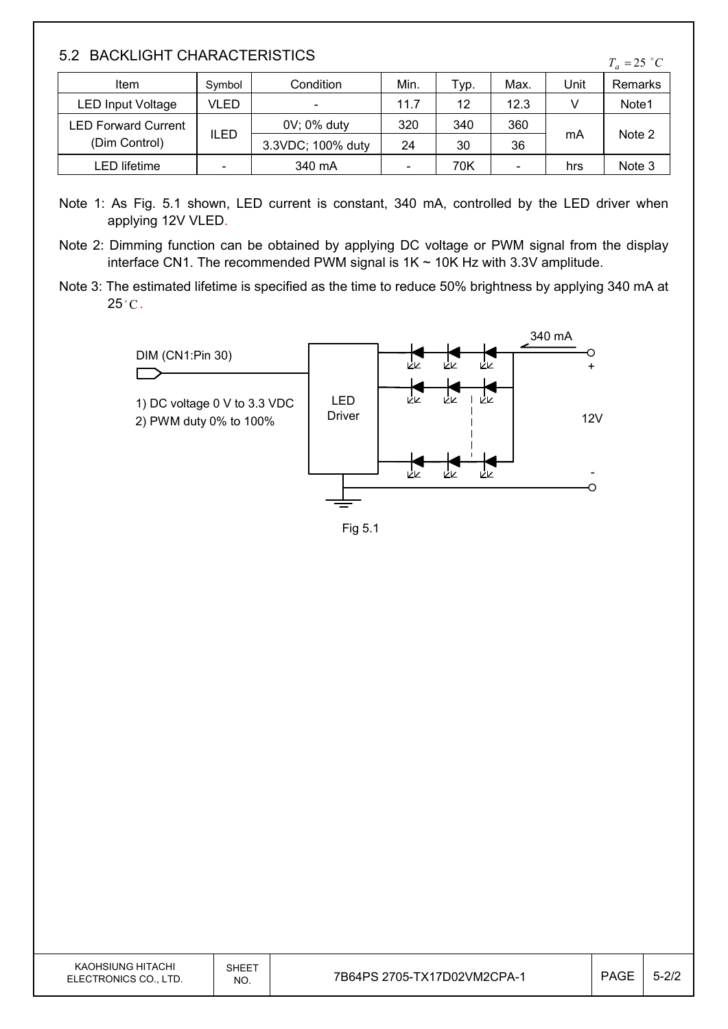## 5.2 BACKLIGHT CHARACTERISTICS

$T_a = 25\ ^{\circ}C$

| Item | Symbol | Condition | Min. | Typ. | Max. | Unit | Remarks |
|---|---|---|---|---|---|---|---|
| LED Input Voltage | VLED | - | 11.7 | 12 | 12.3 | V | Note1 |
| LED Forward Current (Dim Control) | ILED | 0V; 0% duty | 320 | 340 | 360 | mA | Note 2 |
| | | 3.3VDC; 100% duty | 24 | 30 | 36 | | |
| LED lifetime | - | 340 mA | - | 70K | - | hrs | Note 3 |

Note 1: As Fig. 5.1 shown, LED current is constant, 340 mA, controlled by the LED driver when applying 12V VLED.

Note 2: Dimming function can be obtained by applying DC voltage or PWM signal from the display interface CN1. The recommended PWM signal is 1K ~ 10K Hz with 3.3V amplitude.

Note 3: The estimated lifetime is specified as the time to reduce 50% brightness by applying 340 mA at 25°C.

DIM (CN1:Pin 30)

1) DC voltage 0 V to 3.3 VDC
2) PWM duty 0% to 100%

LED Driver

340 mA

+

12V

-

Fig 5.1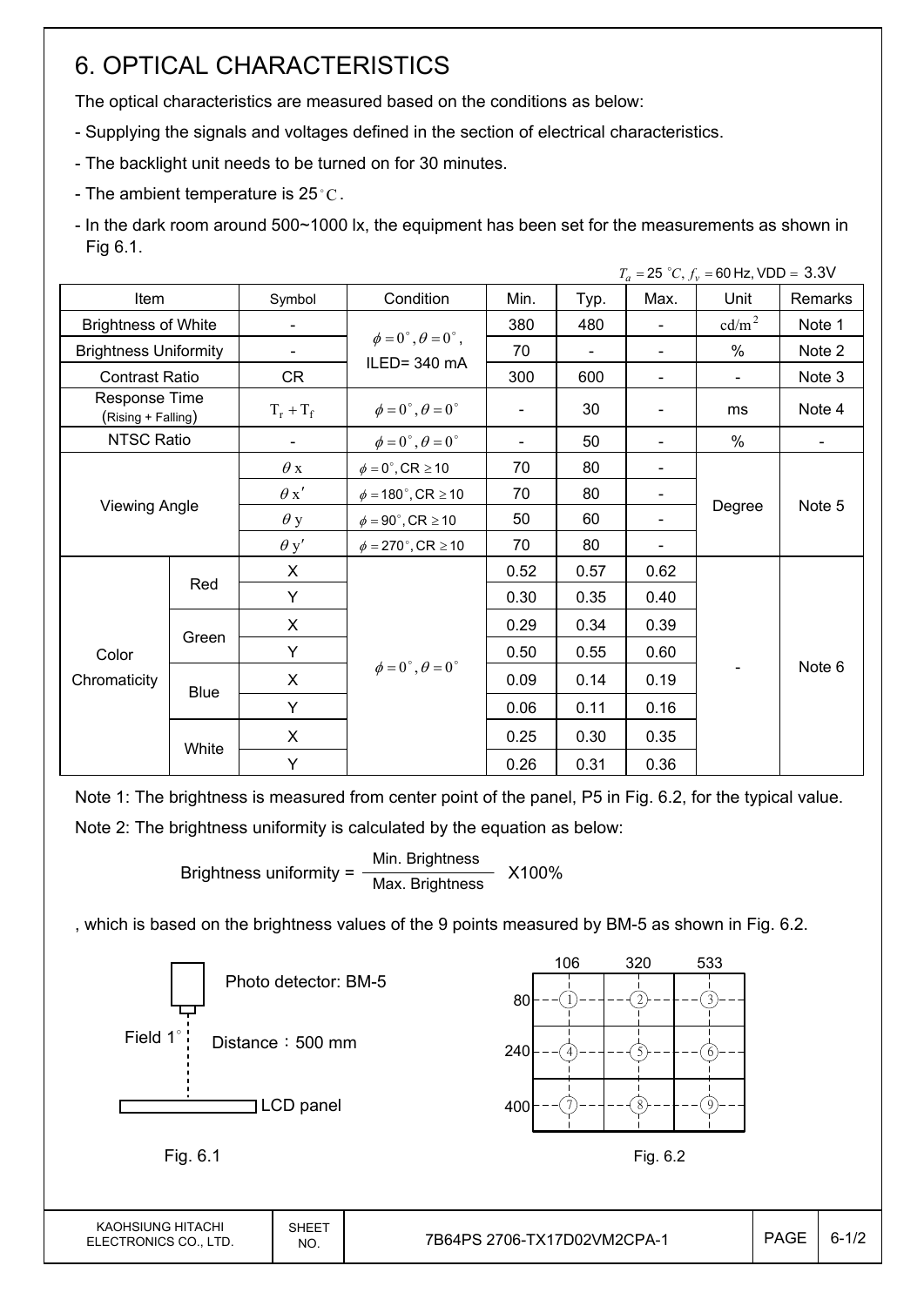# 6. OPTICAL CHARACTERISTICS

The optical characteristics are measured based on the conditions as below:

- Supplying the signals and voltages defined in the section of electrical characteristics.
- The backlight unit needs to be turned on for 30 minutes.
- The ambient temperature is 25°C.
- In the dark room around 500~1000 lx, the equipment has been set for the measurements as shown in Fig 6.1.

$T_a = 25$ °C, $f_v = 60$ Hz, VDD = 3.3V

| Item | | Symbol | Condition | Min. | Typ. | Max. | Unit | Remarks |
|---|---|---|---|---|---|---|---|---|
| Brightness of White | | - | $\phi = 0^\circ, \theta = 0^\circ$, ILED= 340 mA | 380 | 480 | - | $cd/m^2$ | Note 1 |
| Brightness Uniformity | | - | | 70 | - | - | % | Note 2 |
| Contrast Ratio | | CR | | 300 | 600 | - | - | Note 3 |
| Response Time (Rising + Falling) | | $T_r + T_f$ | $\phi = 0^\circ, \theta = 0^\circ$ | - | 30 | - | ms | Note 4 |
| NTSC Ratio | | - | $\phi = 0^\circ, \theta = 0^\circ$ | - | 50 | - | % | - |
| Viewing Angle | | $\theta x$ | $\phi = 0^\circ$, CR ≥ 10 | 70 | 80 | - | Degree | Note 5 |
| | | $\theta x'$ | $\phi = 180^\circ$, CR ≥ 10 | 70 | 80 | - | | |
| | | $\theta y$ | $\phi = 90^\circ$, CR ≥ 10 | 50 | 60 | - | | |
| | | $\theta y'$ | $\phi = 270^\circ$, CR ≥ 10 | 70 | 80 | - | | |
| Color Chromaticity | Red | X | $\phi = 0^\circ, \theta = 0^\circ$ | 0.52 | 0.57 | 0.62 | - | Note 6 |
| | | Y | | 0.30 | 0.35 | 0.40 | | |
| | Green | X | | 0.29 | 0.34 | 0.39 | | |
| | | Y | | 0.50 | 0.55 | 0.60 | | |
| | Blue | X | | 0.09 | 0.14 | 0.19 | | |
| | | Y | | 0.06 | 0.11 | 0.16 | | |
| | White | X | | 0.25 | 0.30 | 0.35 | | |
| | | Y | | 0.26 | 0.31 | 0.36 | | |

Note 1: The brightness is measured from center point of the panel, P5 in Fig. 6.2, for the typical value.

Note 2: The brightness uniformity is calculated by the equation as below:

$$\text{Brightness uniformity} = \frac{\text{Min. Brightness}}{\text{Max. Brightness}} \times 100\%$$

, which is based on the brightness values of the 9 points measured by BM-5 as shown in Fig. 6.2.

Photo detector: BM-5

Field 1°

Distance：500 mm

LCD panel

Fig. 6.1

| | 106 | 320 | 533 |
|---|---|---|---|
| 80 | ① | ② | ③ |
| 240 | ④ | ⑤ | ⑥ |
| 400 | ⑦ | ⑧ | ⑨ |

Fig. 6.2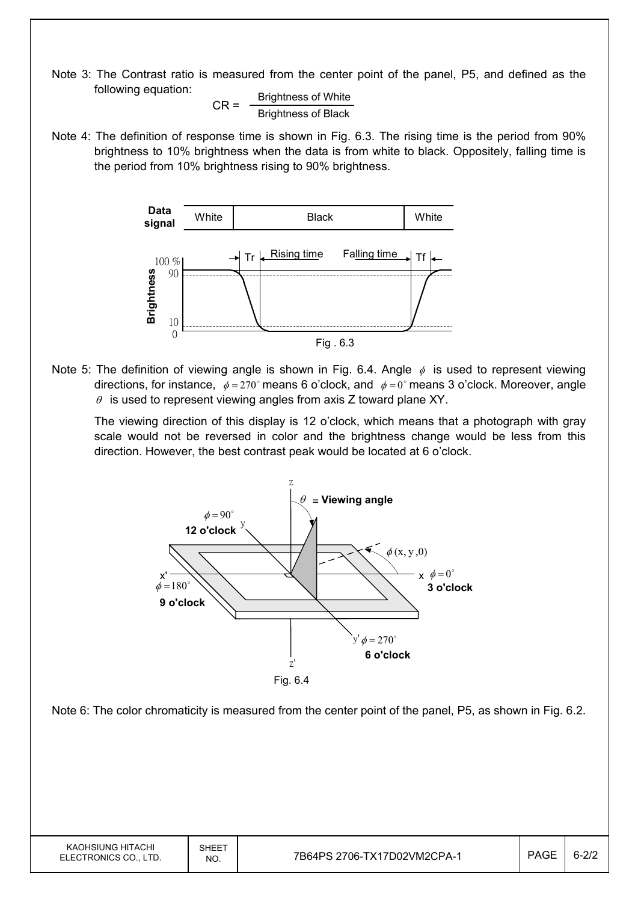Note 3: The Contrast ratio is measured from the center point of the panel, P5, and defined as the following equation:

$$CR = \frac{\text{Brightness of White}}{\text{Brightness of Black}}$$

Note 4: The definition of response time is shown in Fig. 6.3. The rising time is the period from 90% brightness to 10% brightness when the data is from white to black. Oppositely, falling time is the period from 10% brightness rising to 90% brightness.

Fig . 6.3

Note 5: The definition of viewing angle is shown in Fig. 6.4. Angle $\phi$ is used to represent viewing directions, for instance, $\phi = 270^{\circ}$ means 6 o'clock, and $\phi = 0^{\circ}$ means 3 o'clock. Moreover, angle $\theta$ is used to represent viewing angles from axis Z toward plane XY.

The viewing direction of this display is 12 o'clock, which means that a photograph with gray scale would not be reversed in color and the brightness change would be less from this direction. However, the best contrast peak would be located at 6 o'clock.

Fig. 6.4

Note 6: The color chromaticity is measured from the center point of the panel, P5, as shown in Fig. 6.2.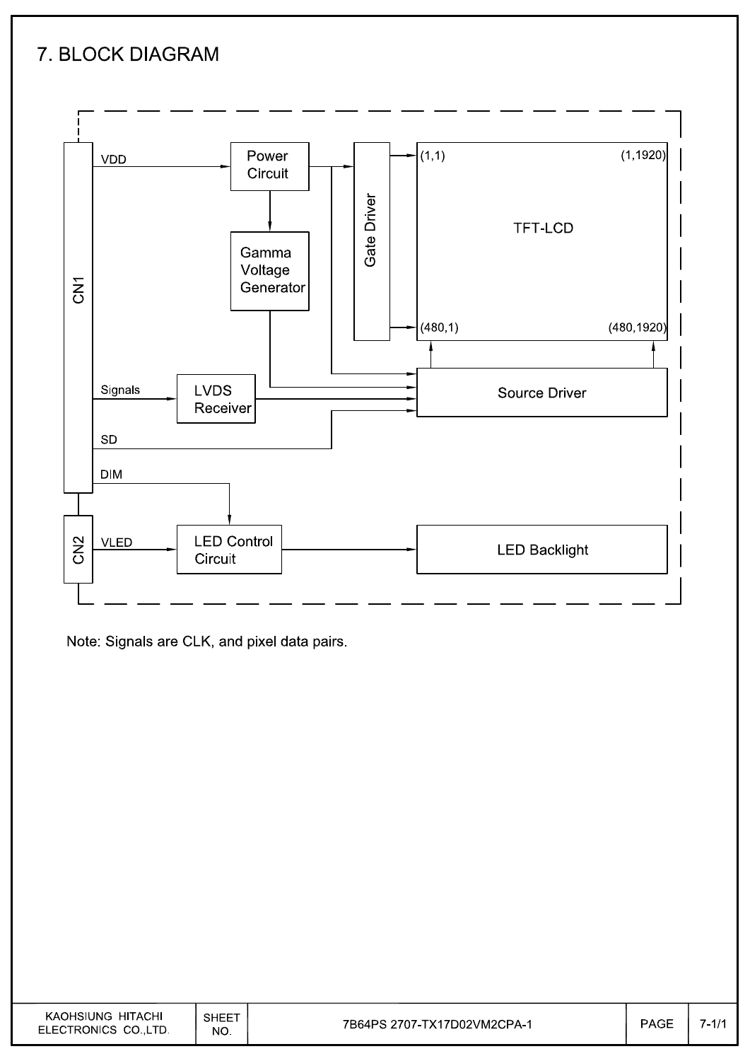# 7. BLOCK DIAGRAM

CN1 — VDD → Power Circuit → Gamma Voltage Generator

Power Circuit → Gate Driver, Source Driver

Gate Driver → TFT-LCD: (1,1), (1,1920), (480,1), (480,1920)

Signals → LVDS Receiver → Source Driver

SD → Source Driver

Source Driver → TFT-LCD

DIM → LED Control Circuit

CN2 — VLED → LED Control Circuit → LED Backlight

Note: Signals are CLK, and pixel data pairs.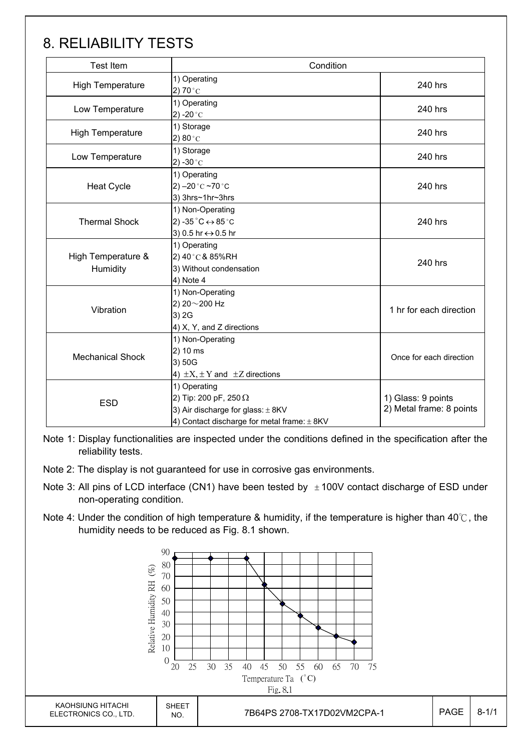# 8. RELIABILITY TESTS

| Test Item | Condition | |
|---|---|---|
| High Temperature | 1) Operating<br>2) 70°C | 240 hrs |
| Low Temperature | 1) Operating<br>2) -20°C | 240 hrs |
| High Temperature | 1) Storage<br>2) 80°C | 240 hrs |
| Low Temperature | 1) Storage<br>2) -30°C | 240 hrs |
| Heat Cycle | 1) Operating<br>2) –20°C ~70°C<br>3) 3hrs~1hr~3hrs | 240 hrs |
| Thermal Shock | 1) Non-Operating<br>2) -35°C ↔ 85°C<br>3) 0.5 hr ↔ 0.5 hr | 240 hrs |
| High Temperature & Humidity | 1) Operating<br>2) 40°C & 85%RH<br>3) Without condensation<br>4) Note 4 | 240 hrs |
| Vibration | 1) Non-Operating<br>2) 20～200 Hz<br>3) 2G<br>4) X, Y, and Z directions | 1 hr for each direction |
| Mechanical Shock | 1) Non-Operating<br>2) 10 ms<br>3) 50G<br>4) ±X, ±Y and ±Z directions | Once for each direction |
| ESD | 1) Operating<br>2) Tip: 200 pF, 250 Ω<br>3) Air discharge for glass: ± 8KV<br>4) Contact discharge for metal frame: ± 8KV | 1) Glass: 9 points<br>2) Metal frame: 8 points |

Note 1: Display functionalities are inspected under the conditions defined in the specification after the reliability tests.

Note 2: The display is not guaranteed for use in corrosive gas environments.

Note 3: All pins of LCD interface (CN1) have been tested by ±100V contact discharge of ESD under non-operating condition.

Note 4: Under the condition of high temperature & humidity, if the temperature is higher than 40℃, the humidity needs to be reduced as Fig. 8.1 shown.

Fig. 8.1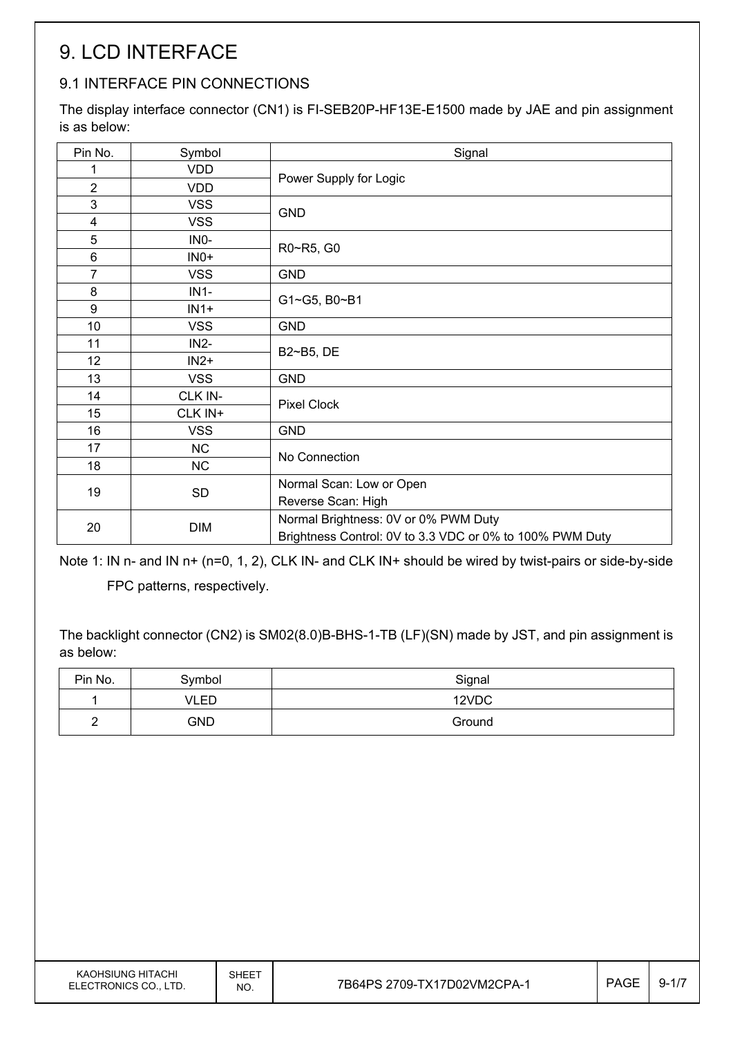# 9. LCD INTERFACE

## 9.1 INTERFACE PIN CONNECTIONS

The display interface connector (CN1) is FI-SEB20P-HF13E-E1500 made by JAE and pin assignment is as below:

| Pin No. | Symbol | Signal |
|---|---|---|
| 1 | VDD | Power Supply for Logic |
| 2 | VDD | |
| 3 | VSS | GND |
| 4 | VSS | |
| 5 | IN0- | R0~R5, G0 |
| 6 | IN0+ | |
| 7 | VSS | GND |
| 8 | IN1- | G1~G5, B0~B1 |
| 9 | IN1+ | |
| 10 | VSS | GND |
| 11 | IN2- | B2~B5, DE |
| 12 | IN2+ | |
| 13 | VSS | GND |
| 14 | CLK IN- | Pixel Clock |
| 15 | CLK IN+ | |
| 16 | VSS | GND |
| 17 | NC | No Connection |
| 18 | NC | |
| 19 | SD | Normal Scan: Low or Open<br>Reverse Scan: High |
| 20 | DIM | Normal Brightness: 0V or 0% PWM Duty<br>Brightness Control: 0V to 3.3 VDC or 0% to 100% PWM Duty |

Note 1: IN n- and IN n+ (n=0, 1, 2), CLK IN- and CLK IN+ should be wired by twist-pairs or side-by-side FPC patterns, respectively.

The backlight connector (CN2) is SM02(8.0)B-BHS-1-TB (LF)(SN) made by JST, and pin assignment is as below:

| Pin No. | Symbol | Signal |
|---|---|---|
| 1 | VLED | 12VDC |
| 2 | GND | Ground |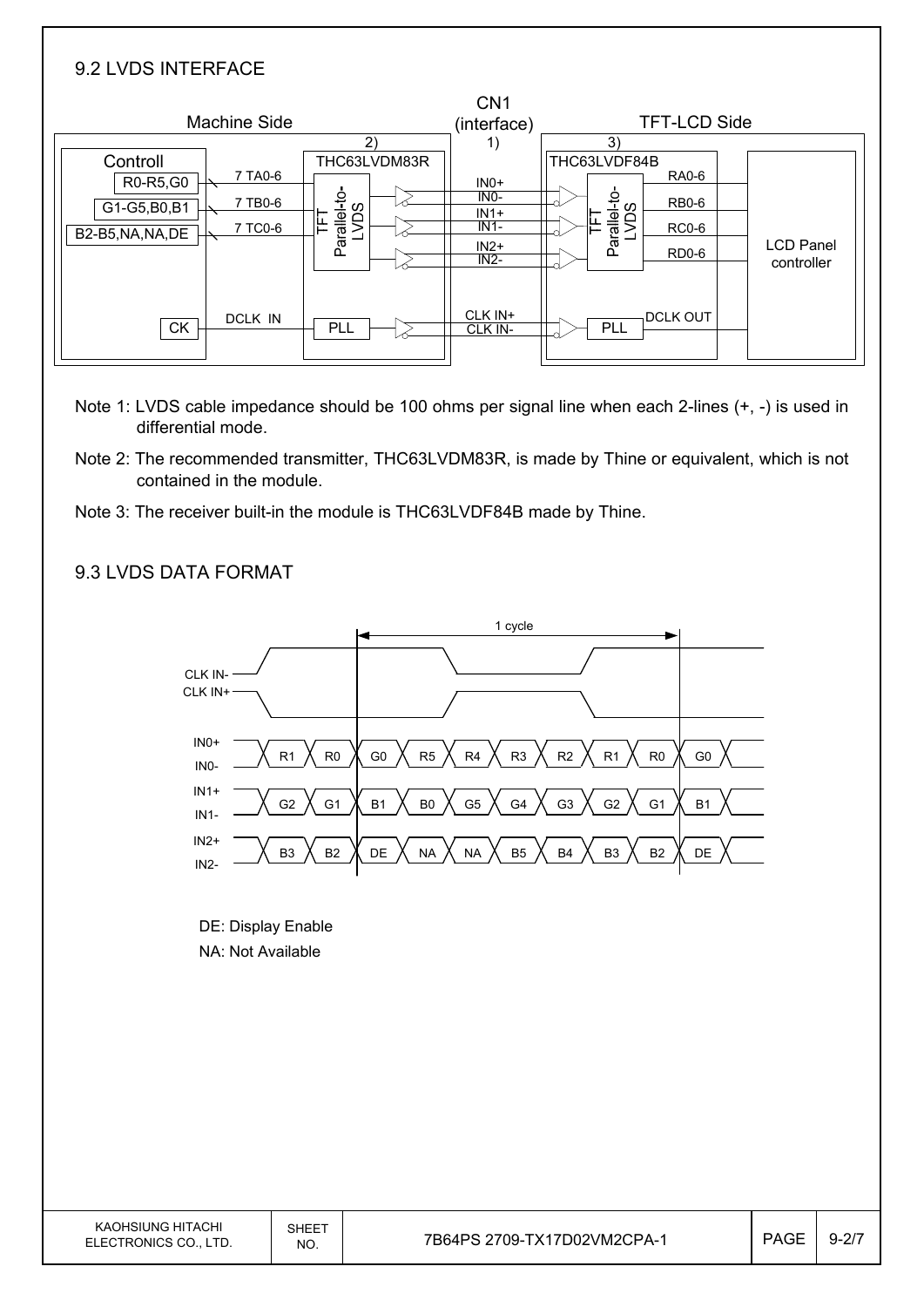## 9.2 LVDS INTERFACE

Machine Side | CN1 (interface) | TFT-LCD Side

Controll: R0-R5,G0 — 7 TA0-6; G1-G5,B0,B1 — 7 TB0-6; B2-B5,NA,NA,DE — 7 TC0-6; CK — DCLK IN

2) THC63LVDM83R (TFT Parallel-to-LVDS, PLL)

1) IN0+, IN0-, IN1+, IN1-, IN2+, IN2-, CLK IN+, CLK IN-

3) THC63LVDF84B (TFT Parallel-to-LVDS, PLL) — RA0-6, RB0-6, RC0-6, RD0-6, DCLK OUT — LCD Panel controller

Note 1: LVDS cable impedance should be 100 ohms per signal line when each 2-lines (+, -) is used in differential mode.

Note 2: The recommended transmitter, THC63LVDM83R, is made by Thine or equivalent, which is not contained in the module.

Note 3: The receiver built-in the module is THC63LVDF84B made by Thine.

## 9.3 LVDS DATA FORMAT

| Signal | | | 1 cycle | | | | | | | |
|---|---|---|---|---|---|---|---|---|---|---|
| IN0+ / IN0- | R1 | R0 | G0 | R5 | R4 | R3 | R2 | R1 | R0 | G0 |
| IN1+ / IN1- | G2 | G1 | B1 | B0 | G5 | G4 | G3 | G2 | G1 | B1 |
| IN2+ / IN2- | B3 | B2 | DE | NA | NA | B5 | B4 | B3 | B2 | DE |

DE: Display Enable

NA: Not Available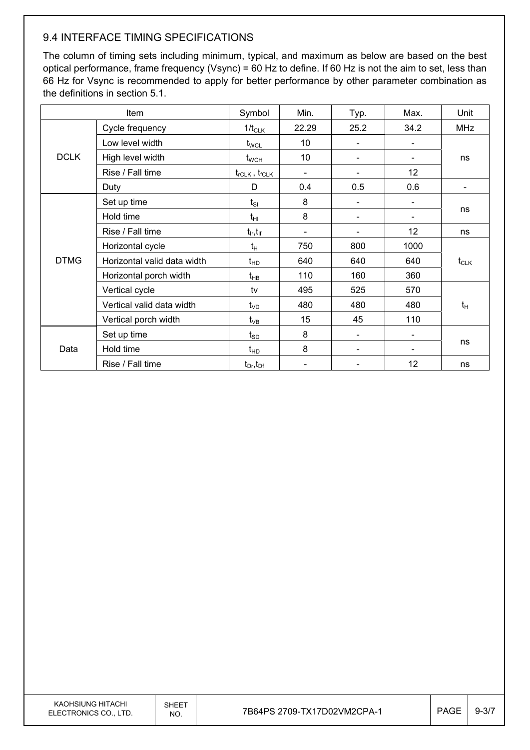## 9.4 INTERFACE TIMING SPECIFICATIONS

The column of timing sets including minimum, typical, and maximum as below are based on the best optical performance, frame frequency (Vsync) = 60 Hz to define. If 60 Hz is not the aim to set, less than 66 Hz for Vsync is recommended to apply for better performance by other parameter combination as the definitions in section 5.1.

| Item | | Symbol | Min. | Typ. | Max. | Unit |
|---|---|---|---|---|---|---|
| DCLK | Cycle frequency | $1/t_{CLK}$ | 22.29 | 25.2 | 34.2 | MHz |
| | Low level width | $t_{WCL}$ | 10 | - | - | ns |
| | High level width | $t_{WCH}$ | 10 | - | - | ns |
| | Rise / Fall time | $t_{rCLK}$ , $t_{fCLK}$ | - | - | 12 | ns |
| | Duty | D | 0.4 | 0.5 | 0.6 | - |
| DTMG | Set up time | $t_{SI}$ | 8 | - | - | ns |
| | Hold time | $t_{HI}$ | 8 | - | - | ns |
| | Rise / Fall time | $t_{Ir}$,$t_{If}$ | - | - | 12 | ns |
| | Horizontal cycle | $t_H$ | 750 | 800 | 1000 | $t_{CLK}$ |
| | Horizontal valid data width | $t_{HD}$ | 640 | 640 | 640 | $t_{CLK}$ |
| | Horizontal porch width | $t_{HB}$ | 110 | 160 | 360 | $t_{CLK}$ |
| | Vertical cycle | tv | 495 | 525 | 570 | $t_H$ |
| | Vertical valid data width | $t_{VD}$ | 480 | 480 | 480 | $t_H$ |
| | Vertical porch width | $t_{VB}$ | 15 | 45 | 110 | $t_H$ |
| Data | Set up time | $t_{SD}$ | 8 | - | - | ns |
| | Hold time | $t_{HD}$ | 8 | - | - | ns |
| | Rise / Fall time | $t_{Dr}$,$t_{Df}$ | - | - | 12 | ns |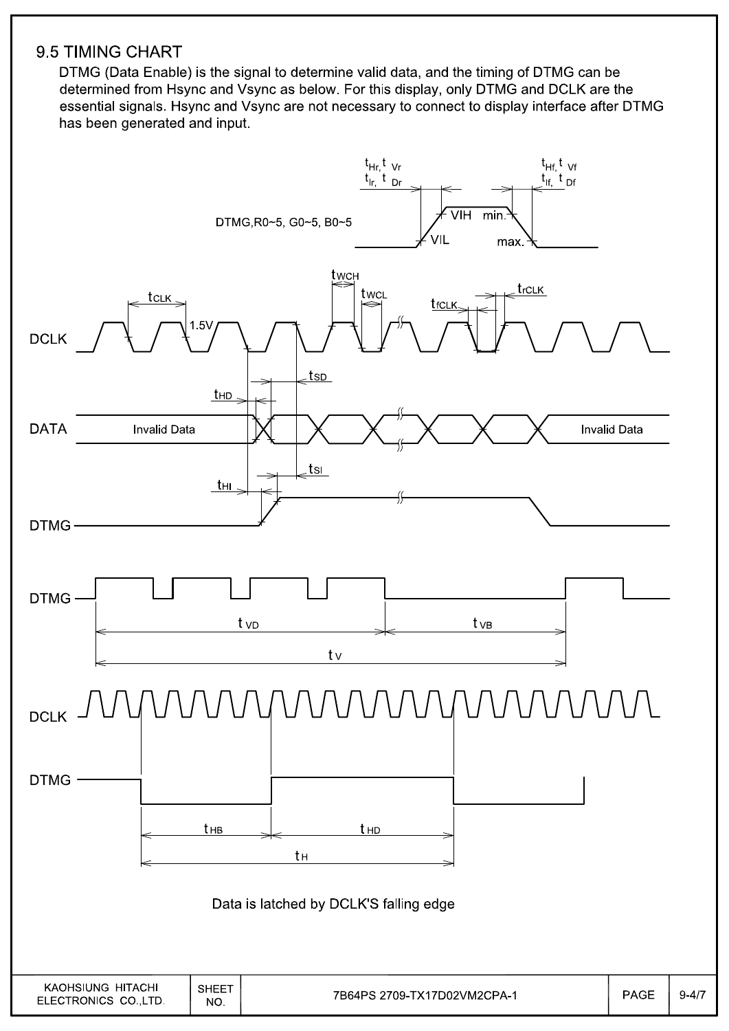## 9.5 TIMING CHART

DTMG (Data Enable) is the signal to determine valid data, and the timing of DTMG can be determined from Hsync and Vsync as below. For this display, only DTMG and DCLK are the essential signals. Hsync and Vsync are not necessary to connect to display interface after DTMG has been generated and input.

DTMG,R0~5, G0~5, B0~5

$t_{Hr}$, $t_{Vr}$, $t_{Ir}$, $t_{Dr}$ — VIL, VIH min.

$t_{Hf}$, $t_{Vf}$, $t_{If}$, $t_{Df}$ — max.

DCLK: $t_{CLK}$, 1.5V, $t_{WCH}$, $t_{WCL}$, $t_{fCLK}$, $t_{rCLK}$

DATA: Invalid Data, $t_{HD}$, $t_{SD}$, Invalid Data

DTMG: $t_{HI}$, $t_{SI}$

DTMG: $t_{VD}$, $t_{VB}$, $t_V$

DCLK

DTMG: $t_{HB}$, $t_{HD}$, $t_H$

Data is latched by DCLK'S falling edge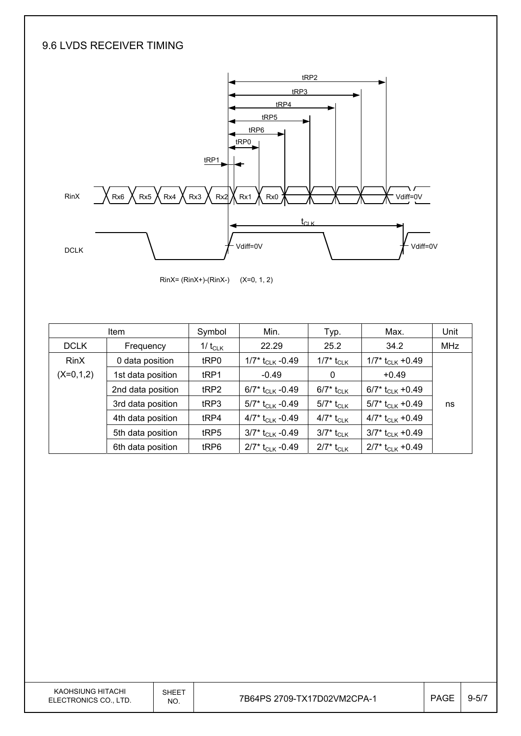## 9.6 LVDS RECEIVER TIMING

RinX= (RinX+)-(RinX-)  (X=0, 1, 2)

| Item | | Symbol | Min. | Typ. | Max. | Unit |
|---|---|---|---|---|---|---|
| DCLK | Frequency | $1/t_{CLK}$ | 22.29 | 25.2 | 34.2 | MHz |
| RinX (X=0,1,2) | 0 data position | tRP0 | $1/7 * t_{CLK} - 0.49$ | $1/7 * t_{CLK}$ | $1/7 * t_{CLK} + 0.49$ | ns |
| | 1st data position | tRP1 | -0.49 | 0 | +0.49 | |
| | 2nd data position | tRP2 | $6/7 * t_{CLK} - 0.49$ | $6/7 * t_{CLK}$ | $6/7 * t_{CLK} + 0.49$ | |
| | 3rd data position | tRP3 | $5/7 * t_{CLK} - 0.49$ | $5/7 * t_{CLK}$ | $5/7 * t_{CLK} + 0.49$ | |
| | 4th data position | tRP4 | $4/7 * t_{CLK} - 0.49$ | $4/7 * t_{CLK}$ | $4/7 * t_{CLK} + 0.49$ | |
| | 5th data position | tRP5 | $3/7 * t_{CLK} - 0.49$ | $3/7 * t_{CLK}$ | $3/7 * t_{CLK} + 0.49$ | |
| | 6th data position | tRP6 | $2/7 * t_{CLK} - 0.49$ | $2/7 * t_{CLK}$ | $2/7 * t_{CLK} + 0.49$ | |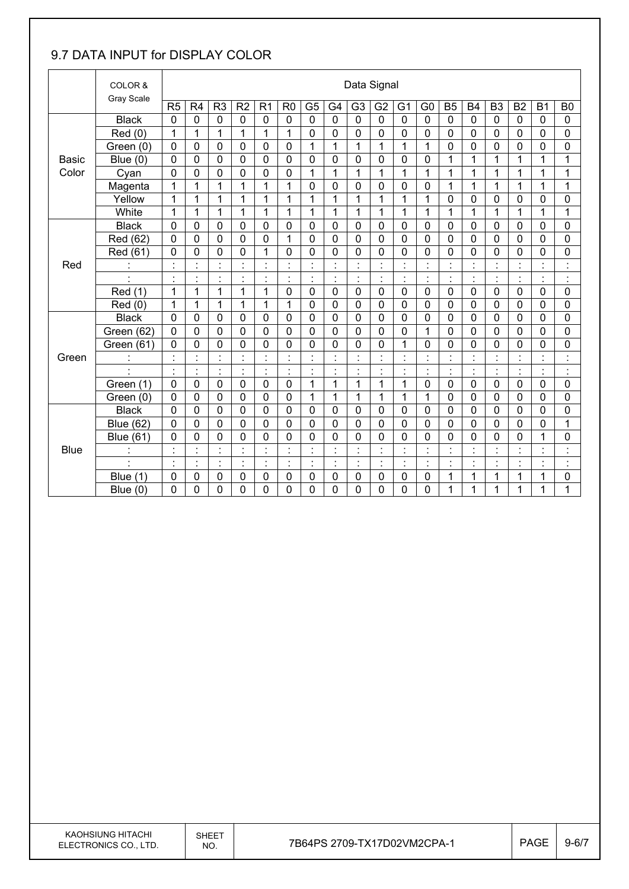## 9.7 DATA INPUT for DISPLAY COLOR

| | COLOR & Gray Scale | Data Signal | | | | | | | | | | | | | | | | | |
|---|---|---|---|---|---|---|---|---|---|---|---|---|---|---|---|---|---|---|---|
| | | R5 | R4 | R3 | R2 | R1 | R0 | G5 | G4 | G3 | G2 | G1 | G0 | B5 | B4 | B3 | B2 | B1 | B0 |
| Basic Color | Black | 0 | 0 | 0 | 0 | 0 | 0 | 0 | 0 | 0 | 0 | 0 | 0 | 0 | 0 | 0 | 0 | 0 | 0 |
| | Red (0) | 1 | 1 | 1 | 1 | 1 | 1 | 0 | 0 | 0 | 0 | 0 | 0 | 0 | 0 | 0 | 0 | 0 | 0 |
| | Green (0) | 0 | 0 | 0 | 0 | 0 | 0 | 1 | 1 | 1 | 1 | 1 | 1 | 0 | 0 | 0 | 0 | 0 | 0 |
| | Blue (0) | 0 | 0 | 0 | 0 | 0 | 0 | 0 | 0 | 0 | 0 | 0 | 0 | 1 | 1 | 1 | 1 | 1 | 1 |
| | Cyan | 0 | 0 | 0 | 0 | 0 | 0 | 1 | 1 | 1 | 1 | 1 | 1 | 1 | 1 | 1 | 1 | 1 | 1 |
| | Magenta | 1 | 1 | 1 | 1 | 1 | 1 | 0 | 0 | 0 | 0 | 0 | 0 | 1 | 1 | 1 | 1 | 1 | 1 |
| | Yellow | 1 | 1 | 1 | 1 | 1 | 1 | 1 | 1 | 1 | 1 | 1 | 1 | 0 | 0 | 0 | 0 | 0 | 0 |
| | White | 1 | 1 | 1 | 1 | 1 | 1 | 1 | 1 | 1 | 1 | 1 | 1 | 1 | 1 | 1 | 1 | 1 | 1 |
| Red | Black | 0 | 0 | 0 | 0 | 0 | 0 | 0 | 0 | 0 | 0 | 0 | 0 | 0 | 0 | 0 | 0 | 0 | 0 |
| | Red (62) | 0 | 0 | 0 | 0 | 0 | 1 | 0 | 0 | 0 | 0 | 0 | 0 | 0 | 0 | 0 | 0 | 0 | 0 |
| | Red (61) | 0 | 0 | 0 | 0 | 1 | 0 | 0 | 0 | 0 | 0 | 0 | 0 | 0 | 0 | 0 | 0 | 0 | 0 |
| | : | : | : | : | : | : | : | : | : | : | : | : | : | : | : | : | : | : | : |
| | : | : | : | : | : | : | : | : | : | : | : | : | : | : | : | : | : | : | : |
| | Red (1) | 1 | 1 | 1 | 1 | 1 | 0 | 0 | 0 | 0 | 0 | 0 | 0 | 0 | 0 | 0 | 0 | 0 | 0 |
| | Red (0) | 1 | 1 | 1 | 1 | 1 | 1 | 0 | 0 | 0 | 0 | 0 | 0 | 0 | 0 | 0 | 0 | 0 | 0 |
| Green | Black | 0 | 0 | 0 | 0 | 0 | 0 | 0 | 0 | 0 | 0 | 0 | 0 | 0 | 0 | 0 | 0 | 0 | 0 |
| | Green (62) | 0 | 0 | 0 | 0 | 0 | 0 | 0 | 0 | 0 | 0 | 0 | 1 | 0 | 0 | 0 | 0 | 0 | 0 |
| | Green (61) | 0 | 0 | 0 | 0 | 0 | 0 | 0 | 0 | 0 | 0 | 1 | 0 | 0 | 0 | 0 | 0 | 0 | 0 |
| | : | : | : | : | : | : | : | : | : | : | : | : | : | : | : | : | : | : | : |
| | : | : | : | : | : | : | : | : | : | : | : | : | : | : | : | : | : | : | : |
| | Green (1) | 0 | 0 | 0 | 0 | 0 | 0 | 1 | 1 | 1 | 1 | 1 | 0 | 0 | 0 | 0 | 0 | 0 | 0 |
| | Green (0) | 0 | 0 | 0 | 0 | 0 | 0 | 1 | 1 | 1 | 1 | 1 | 1 | 0 | 0 | 0 | 0 | 0 | 0 |
| Blue | Black | 0 | 0 | 0 | 0 | 0 | 0 | 0 | 0 | 0 | 0 | 0 | 0 | 0 | 0 | 0 | 0 | 0 | 0 |
| | Blue (62) | 0 | 0 | 0 | 0 | 0 | 0 | 0 | 0 | 0 | 0 | 0 | 0 | 0 | 0 | 0 | 0 | 0 | 1 |
| | Blue (61) | 0 | 0 | 0 | 0 | 0 | 0 | 0 | 0 | 0 | 0 | 0 | 0 | 0 | 0 | 0 | 0 | 1 | 0 |
| | : | : | : | : | : | : | : | : | : | : | : | : | : | : | : | : | : | : | : |
| | : | : | : | : | : | : | : | : | : | : | : | : | : | : | : | : | : | : | : |
| | Blue (1) | 0 | 0 | 0 | 0 | 0 | 0 | 0 | 0 | 0 | 0 | 0 | 0 | 1 | 1 | 1 | 1 | 1 | 0 |
| | Blue (0) | 0 | 0 | 0 | 0 | 0 | 0 | 0 | 0 | 0 | 0 | 0 | 0 | 1 | 1 | 1 | 1 | 1 | 1 |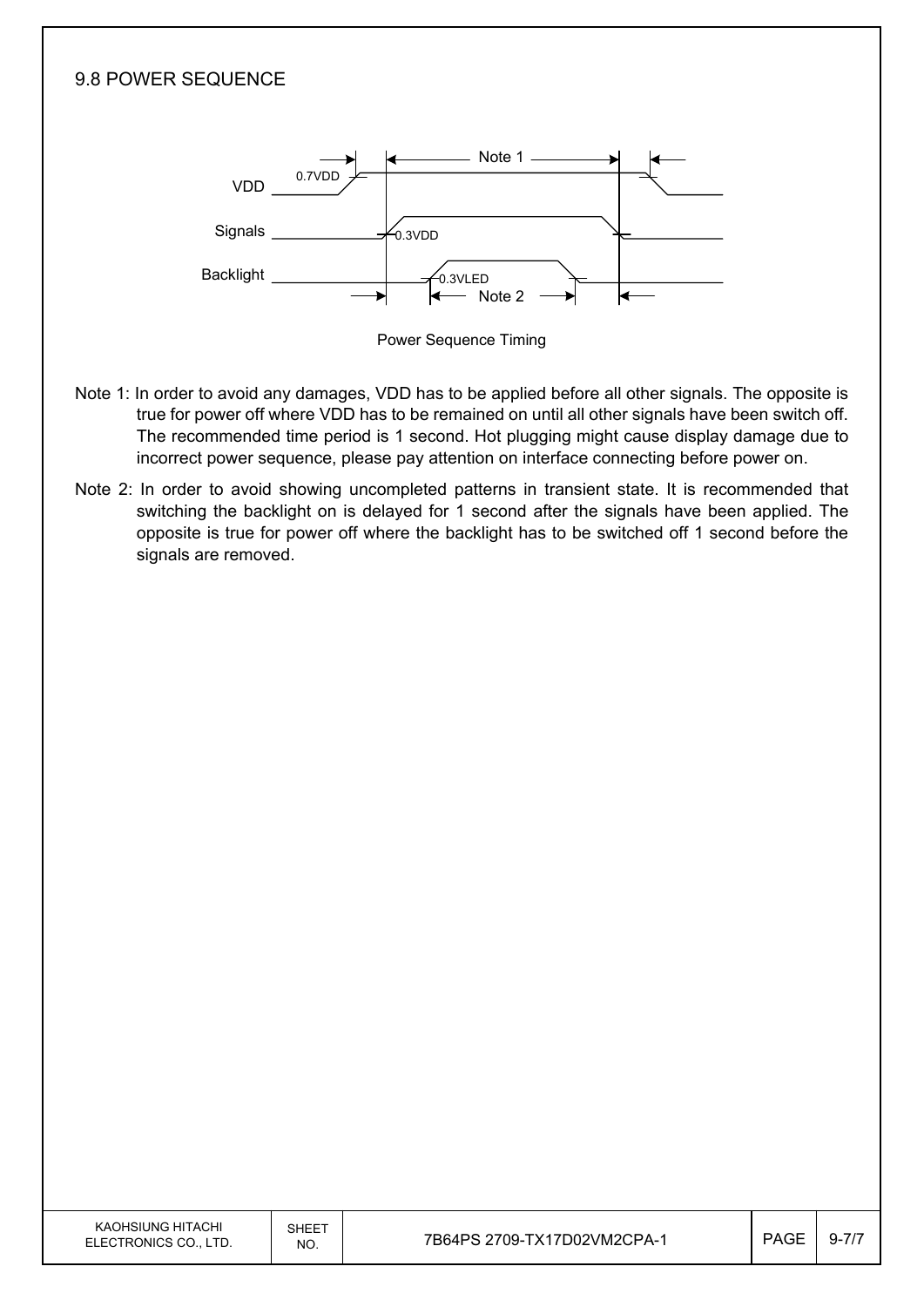## 9.8 POWER SEQUENCE

Power Sequence Timing

Note 1: In order to avoid any damages, VDD has to be applied before all other signals. The opposite is true for power off where VDD has to be remained on until all other signals have been switch off. The recommended time period is 1 second. Hot plugging might cause display damage due to incorrect power sequence, please pay attention on interface connecting before power on.

Note 2: In order to avoid showing uncompleted patterns in transient state. It is recommended that switching the backlight on is delayed for 1 second after the signals have been applied. The opposite is true for power off where the backlight has to be switched off 1 second before the signals are removed.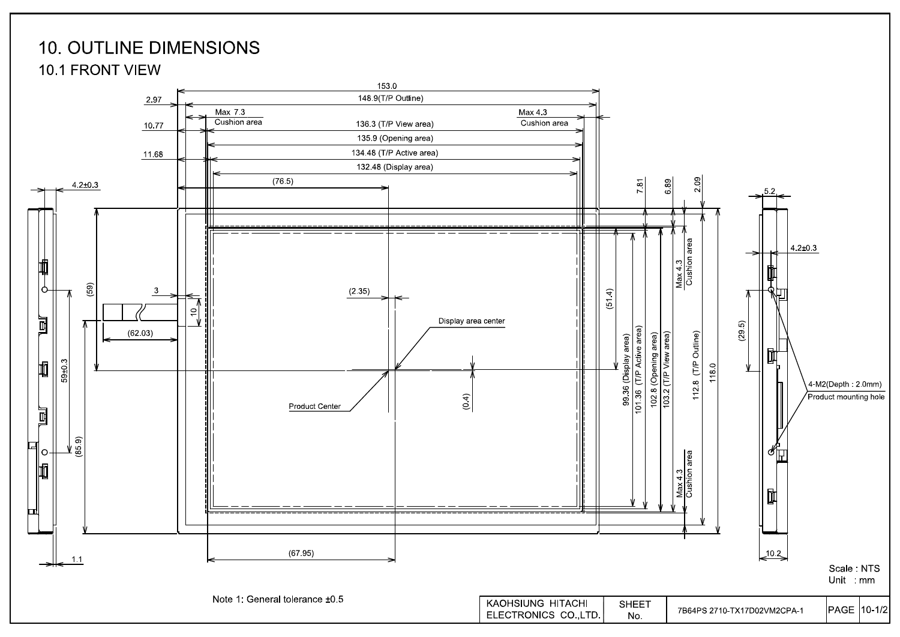# 10. OUTLINE DIMENSIONS

## 10.1 FRONT VIEW

153.0
148.9(T/P Outline)
2.97
Max 7.3 Cushion area
Max 4.3 Cushion area
10.77
136.3 (T/P View area)
135.9 (Opening area)
11.68
134.48 (T/P Active area)
132.48 (Display area)
(76.5)
7.81
6.89
2.09
4.2±0.3
5.2
4.2±0.3
Max 4.3 Cushion area
(59)
3
10
(2.35)
(62.03)
Display area center
(51.4)
(29.5)
59±0.3
99.36 (Display area)
101.36 (T/P Active area)
102.8 (Opening area)
103.2 (T/P View area)
112.8 (T/P Outline)
118.0
4-M2(Depth : 2.0mm) Product mounting hole
Product Center
(0.4)
(85.9)
Max 4.3 Cushion area
1.1
(67.95)
10.2

Scale : NTS
Unit : mm

Note 1: General tolerance ±0.5

| KAOHSIUNG HITACHI ELECTRONICS CO.,LTD. | SHEET No. | 7B64PS 2710-TX17D02VM2CPA-1 | PAGE | 10-1/2 |
|---|---|---|---|---|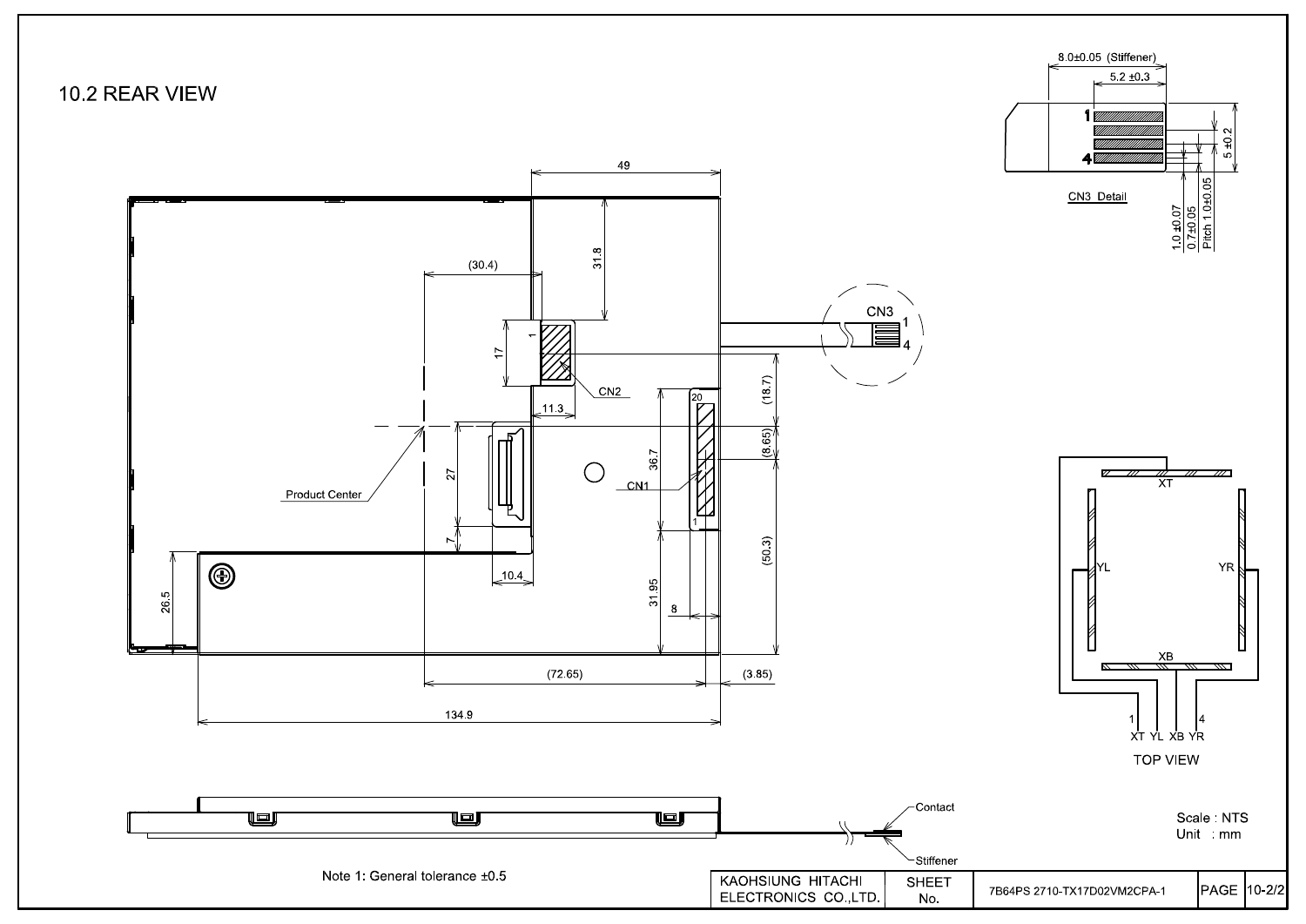## 10.2 REAR VIEW

CN3 Detail

8.0±0.05 (Stiffener)

5.2 ±0.3

5 ±0.2

1.0 ±0.07

0.7±0.05

Pitch 1.0±0.05

49

31.8

(30.4)

17

CN2

CN3

11.3

(18.7)

(8.65)

27

36.7

CN1

Product Center

7

10.4

(50.3)

26.5

31.95

8

(72.65)

(3.85)

134.9

Contact

Stiffener

XT

YL

YR

XB

1 XT YL XB YR 4

TOP VIEW

Scale : NTS
Unit : mm

Note 1: General tolerance ±0.5

| KAOHSIUNG HITACHI ELECTRONICS CO.,LTD. | SHEET No. | 7B64PS 2710-TX17D02VM2CPA-1 | PAGE | 10-2/2 |
|---|---|---|---|---|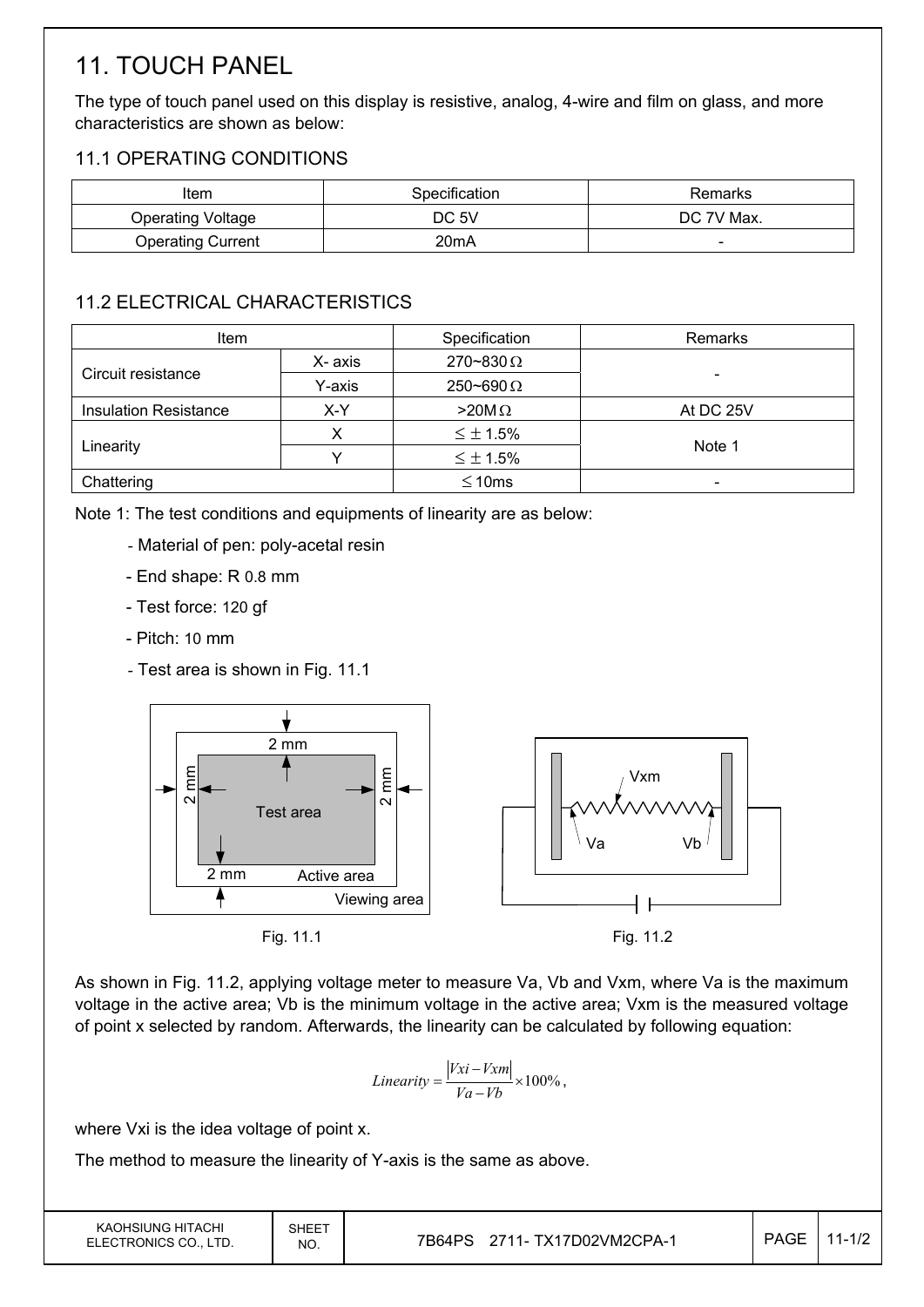# 11. TOUCH PANEL

The type of touch panel used on this display is resistive, analog, 4-wire and film on glass, and more characteristics are shown as below:

## 11.1 OPERATING CONDITIONS

| Item | Specification | Remarks |
|---|---|---|
| Operating Voltage | DC 5V | DC 7V Max. |
| Operating Current | 20mA | - |

## 11.2 ELECTRICAL CHARACTERISTICS

| Item | | Specification | Remarks |
|---|---|---|---|
| Circuit resistance | X- axis | 270~830 Ω | - |
| | Y-axis | 250~690 Ω | |
| Insulation Resistance | X-Y | >20M Ω | At DC 25V |
| Linearity | X | ≤ ± 1.5% | Note 1 |
| | Y | ≤ ± 1.5% | |
| Chattering | | ≤ 10ms | - |

Note 1: The test conditions and equipments of linearity are as below:

- Material of pen: poly-acetal resin
- End shape: R 0.8 mm
- Test force: 120 gf
- Pitch: 10 mm
- Test area is shown in Fig. 11.1

Fig. 11.1

Fig. 11.2

As shown in Fig. 11.2, applying voltage meter to measure Va, Vb and Vxm, where Va is the maximum voltage in the active area; Vb is the minimum voltage in the active area; Vxm is the measured voltage of point x selected by random. Afterwards, the linearity can be calculated by following equation:

$$Linearity = \frac{|Vxi - Vxm|}{Va - Vb} \times 100\%,$$

where Vxi is the idea voltage of point x.

The method to measure the linearity of Y-axis is the same as above.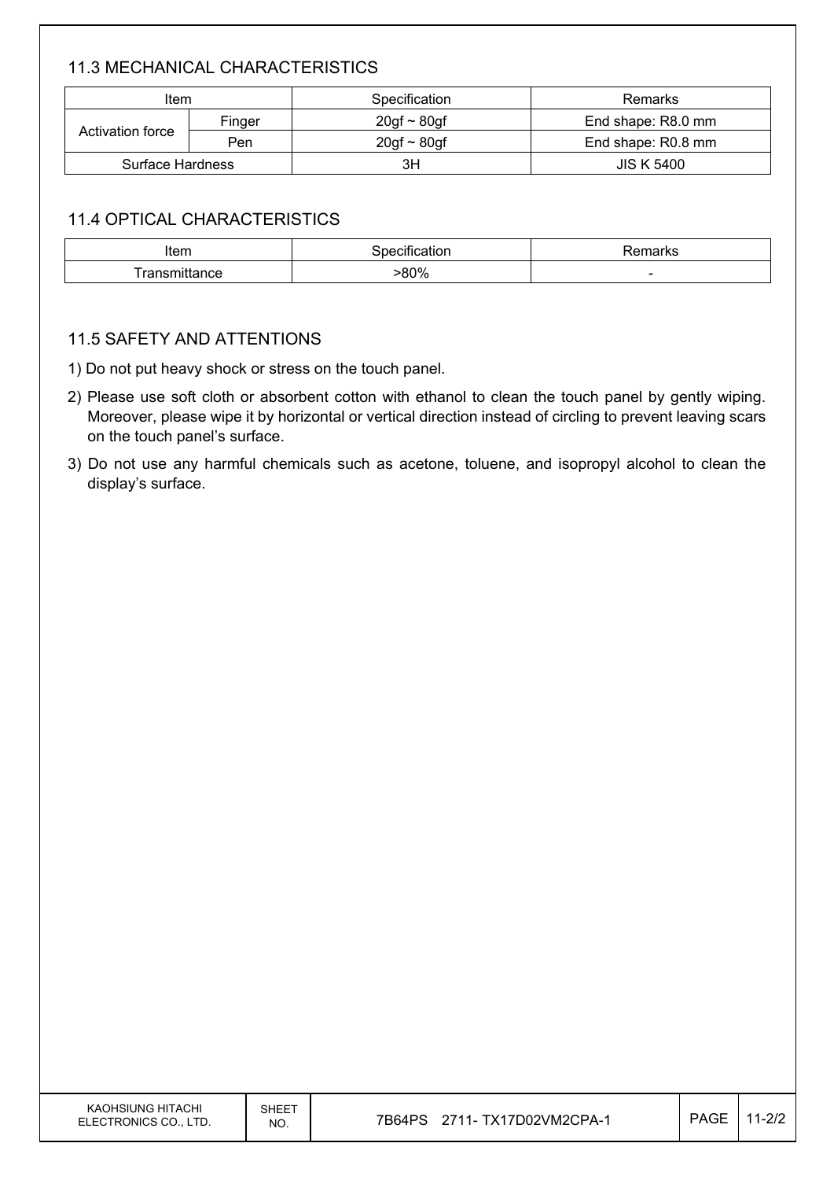## 11.3 MECHANICAL CHARACTERISTICS

| Item | | Specification | Remarks |
|---|---|---|---|
| Activation force | Finger | 20gf ~ 80gf | End shape: R8.0 mm |
| | Pen | 20gf ~ 80gf | End shape: R0.8 mm |
| Surface Hardness | | 3H | JIS K 5400 |

## 11.4 OPTICAL CHARACTERISTICS

| Item | Specification | Remarks |
|---|---|---|
| Transmittance | >80% | - |

## 11.5 SAFETY AND ATTENTIONS

1) Do not put heavy shock or stress on the touch panel.
2) Please use soft cloth or absorbent cotton with ethanol to clean the touch panel by gently wiping. Moreover, please wipe it by horizontal or vertical direction instead of circling to prevent leaving scars on the touch panel's surface.
3) Do not use any harmful chemicals such as acetone, toluene, and isopropyl alcohol to clean the display's surface.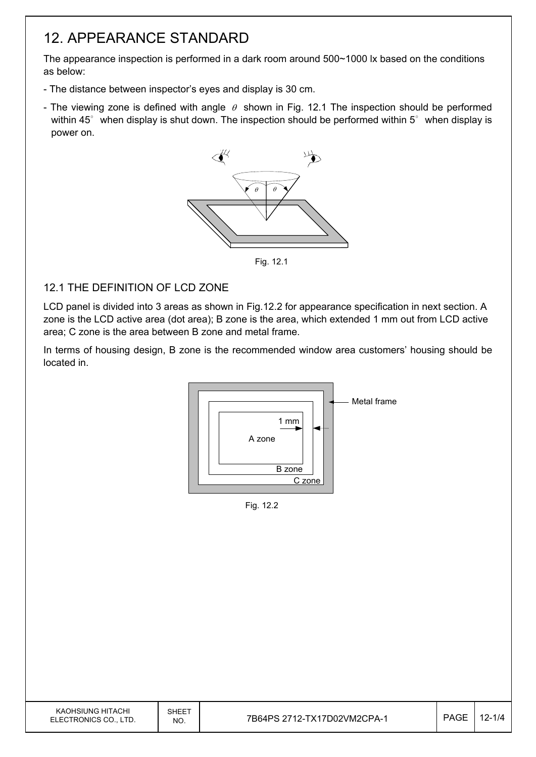# 12. APPEARANCE STANDARD

The appearance inspection is performed in a dark room around 500~1000 lx based on the conditions as below:

- The distance between inspector's eyes and display is 30 cm.
- The viewing zone is defined with angle $\theta$ shown in Fig. 12.1 The inspection should be performed within 45° when display is shut down. The inspection should be performed within 5° when display is power on.

Fig. 12.1

## 12.1 THE DEFINITION OF LCD ZONE

LCD panel is divided into 3 areas as shown in Fig.12.2 for appearance specification in next section. A zone is the LCD active area (dot area); B zone is the area, which extended 1 mm out from LCD active area; C zone is the area between B zone and metal frame.

In terms of housing design, B zone is the recommended window area customers' housing should be located in.

Fig. 12.2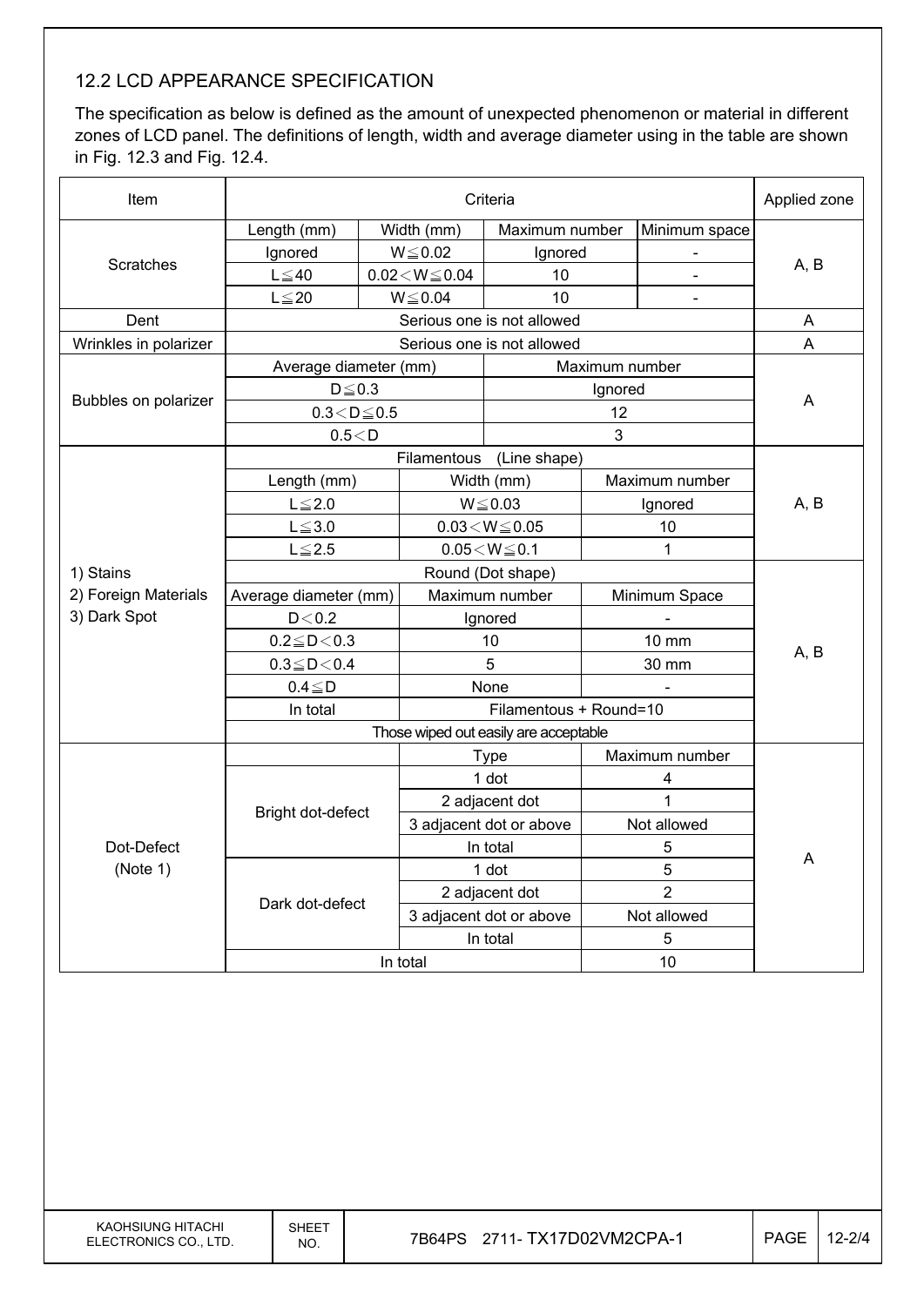### 12.2 LCD APPEARANCE SPECIFICATION

The specification as below is defined as the amount of unexpected phenomenon or material in different zones of LCD panel. The definitions of length, width and average diameter using in the table are shown in Fig. 12.3 and Fig. 12.4.

| Item | Criteria | | | | Applied zone |
|---|---|---|---|---|---|
| Scratches | Length (mm) | Width (mm) | Maximum number | Minimum space | A, B |
| | Ignored | W≦0.02 | Ignored | - | |
| | L≦40 | 0.02＜W≦0.04 | 10 | - | |
| | L≦20 | W≦0.04 | 10 | - | |
| Dent | Serious one is not allowed | | | | A |
| Wrinkles in polarizer | Serious one is not allowed | | | | A |
| Bubbles on polarizer | Average diameter (mm) | | Maximum number | | A |
| | D≦0.3 | | Ignored | | |
| | 0.3＜D≦0.5 | | 12 | | |
| | 0.5＜D | | 3 | | |
| 1) Stains<br>2) Foreign Materials<br>3) Dark Spot | Filamentous (Line shape) | | | | A, B |
| | Length (mm) | Width (mm) | Maximum number | | |
| | L≦2.0 | W≦0.03 | Ignored | | |
| | L≦3.0 | 0.03＜W≦0.05 | 10 | | |
| | L≦2.5 | 0.05＜W≦0.1 | 1 | | |
| | Round (Dot shape) | | | | A, B |
| | Average diameter (mm) | Maximum number | Minimum Space | | |
| | D＜0.2 | Ignored | - | | |
| | 0.2≦D＜0.3 | 10 | 10 mm | | |
| | 0.3≦D＜0.4 | 5 | 30 mm | | |
| | 0.4≦D | None | - | | |
| | In total | Filamentous + Round=10 | | | |
| | Those wiped out easily are acceptable | | | | |
| Dot-Defect<br>(Note 1) | | Type | Maximum number | | A |
| | Bright dot-defect | 1 dot | 4 | | |
| | | 2 adjacent dot | 1 | | |
| | | 3 adjacent dot or above | Not allowed | | |
| | | In total | 5 | | |
| | Dark dot-defect | 1 dot | 5 | | |
| | | 2 adjacent dot | 2 | | |
| | | 3 adjacent dot or above | Not allowed | | |
| | | In total | 5 | | |
| | In total | | 10 | | |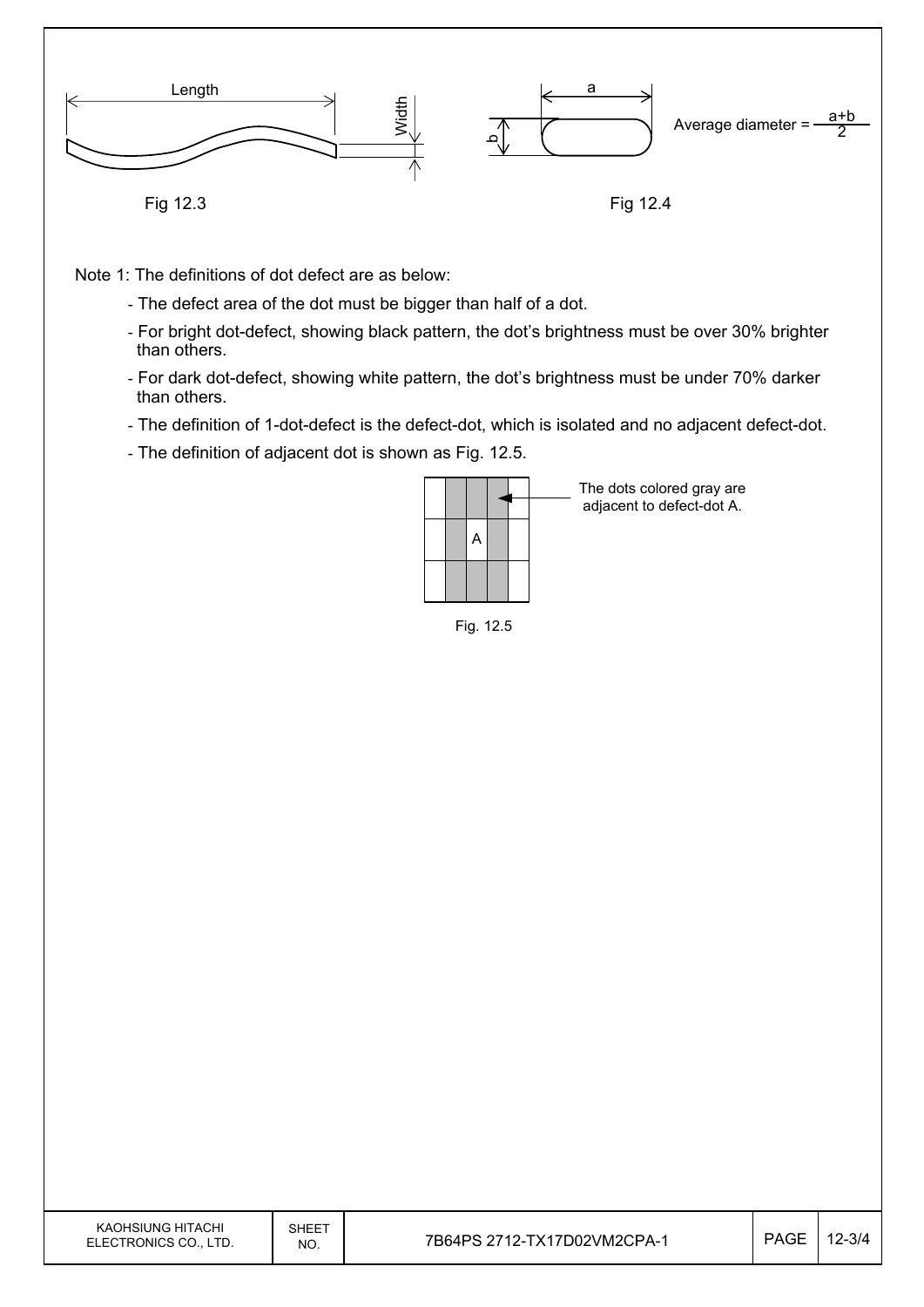Length

Width

Fig 12.3

a

b

Average diameter = $\frac{a+b}{2}$

Fig 12.4

Note 1: The definitions of dot defect are as below:

- The defect area of the dot must be bigger than half of a dot.
- For bright dot-defect, showing black pattern, the dot's brightness must be over 30% brighter than others.
- For dark dot-defect, showing white pattern, the dot's brightness must be under 70% darker than others.
- The definition of 1-dot-defect is the defect-dot, which is isolated and no adjacent defect-dot.
- The definition of adjacent dot is shown as Fig. 12.5.

The dots colored gray are adjacent to defect-dot A.

A

Fig. 12.5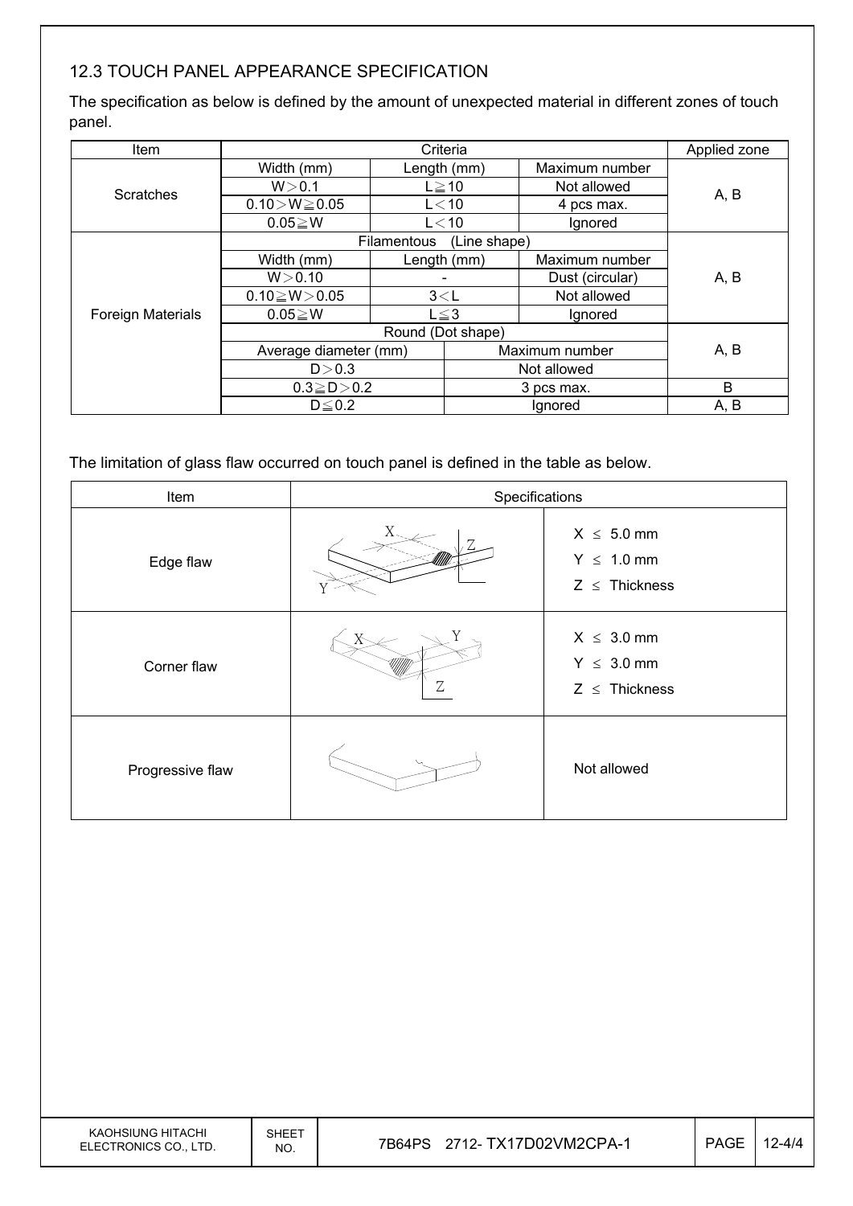## 12.3 TOUCH PANEL APPEARANCE SPECIFICATION

The specification as below is defined by the amount of unexpected material in different zones of touch panel.

| Item | Criteria | | | Applied zone |
|---|---|---|---|---|
| Scratches | Width (mm) | Length (mm) | Maximum number | A, B |
| | W＞0.1 | L≧10 | Not allowed | |
| | 0.10＞W≧0.05 | L＜10 | 4 pcs max. | |
| | 0.05≧W | L＜10 | Ignored | |
| Foreign Materials | Filamentous (Line shape) | | | A, B |
| | Width (mm) | Length (mm) | Maximum number | |
| | W＞0.10 | - | Dust (circular) | |
| | 0.10≧W＞0.05 | 3＜L | Not allowed | |
| | 0.05≧W | L≦3 | Ignored | |
| | Round (Dot shape) | | | A, B |
| | Average diameter (mm) | | Maximum number | |
| | D＞0.3 | | Not allowed | |
| | 0.3≧D＞0.2 | | 3 pcs max. | B |
| | D≦0.2 | | Ignored | A, B |

The limitation of glass flaw occurred on touch panel is defined in the table as below.

| Item | Specifications |
|---|---|
| Edge flaw | X ≤ 5.0 mm<br>Y ≤ 1.0 mm<br>Z ≤ Thickness |
| Corner flaw | X ≤ 3.0 mm<br>Y ≤ 3.0 mm<br>Z ≤ Thickness |
| Progressive flaw | Not allowed |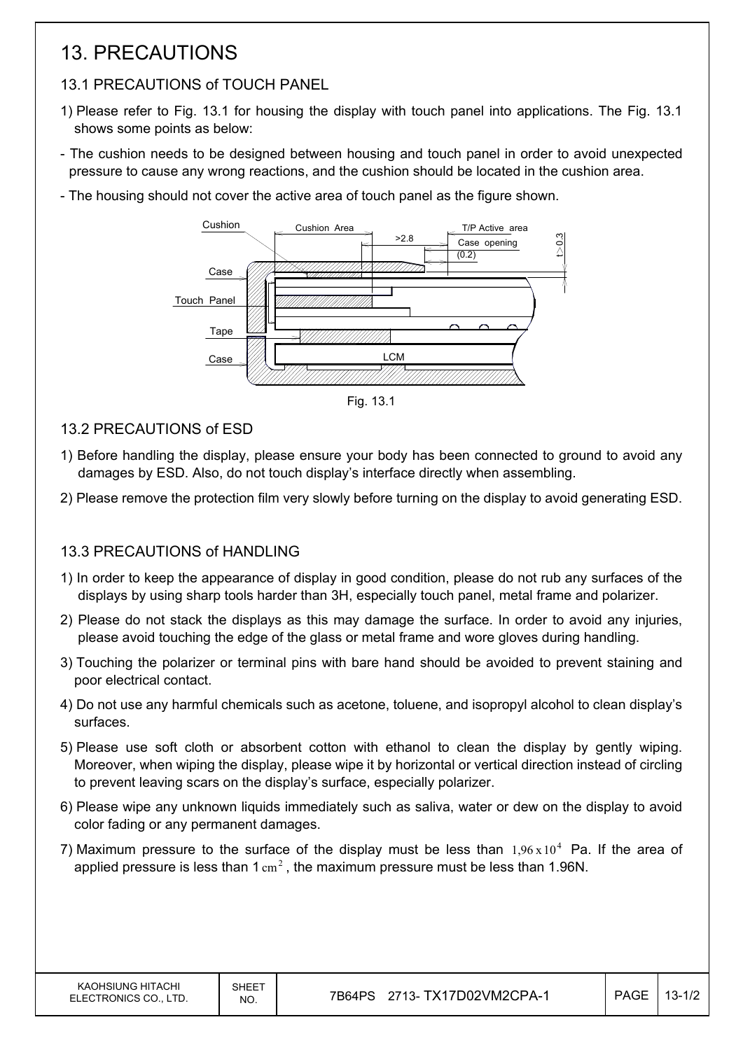# 13. PRECAUTIONS

## 13.1 PRECAUTIONS of TOUCH PANEL

1) Please refer to Fig. 13.1 for housing the display with touch panel into applications. The Fig. 13.1 shows some points as below:

- The cushion needs to be designed between housing and touch panel in order to avoid unexpected pressure to cause any wrong reactions, and the cushion should be located in the cushion area.
- The housing should not cover the active area of touch panel as the figure shown.

Fig. 13.1

## 13.2 PRECAUTIONS of ESD

1) Before handling the display, please ensure your body has been connected to ground to avoid any damages by ESD. Also, do not touch display's interface directly when assembling.
2) Please remove the protection film very slowly before turning on the display to avoid generating ESD.

## 13.3 PRECAUTIONS of HANDLING

1) In order to keep the appearance of display in good condition, please do not rub any surfaces of the displays by using sharp tools harder than 3H, especially touch panel, metal frame and polarizer.
2) Please do not stack the displays as this may damage the surface. In order to avoid any injuries, please avoid touching the edge of the glass or metal frame and wore gloves during handling.
3) Touching the polarizer or terminal pins with bare hand should be avoided to prevent staining and poor electrical contact.
4) Do not use any harmful chemicals such as acetone, toluene, and isopropyl alcohol to clean display's surfaces.
5) Please use soft cloth or absorbent cotton with ethanol to clean the display by gently wiping. Moreover, when wiping the display, please wipe it by horizontal or vertical direction instead of circling to prevent leaving scars on the display's surface, especially polarizer.
6) Please wipe any unknown liquids immediately such as saliva, water or dew on the display to avoid color fading or any permanent damages.
7) Maximum pressure to the surface of the display must be less than $1{,}96 \times 10^4$ Pa. If the area of applied pressure is less than 1 $cm^2$, the maximum pressure must be less than 1.96N.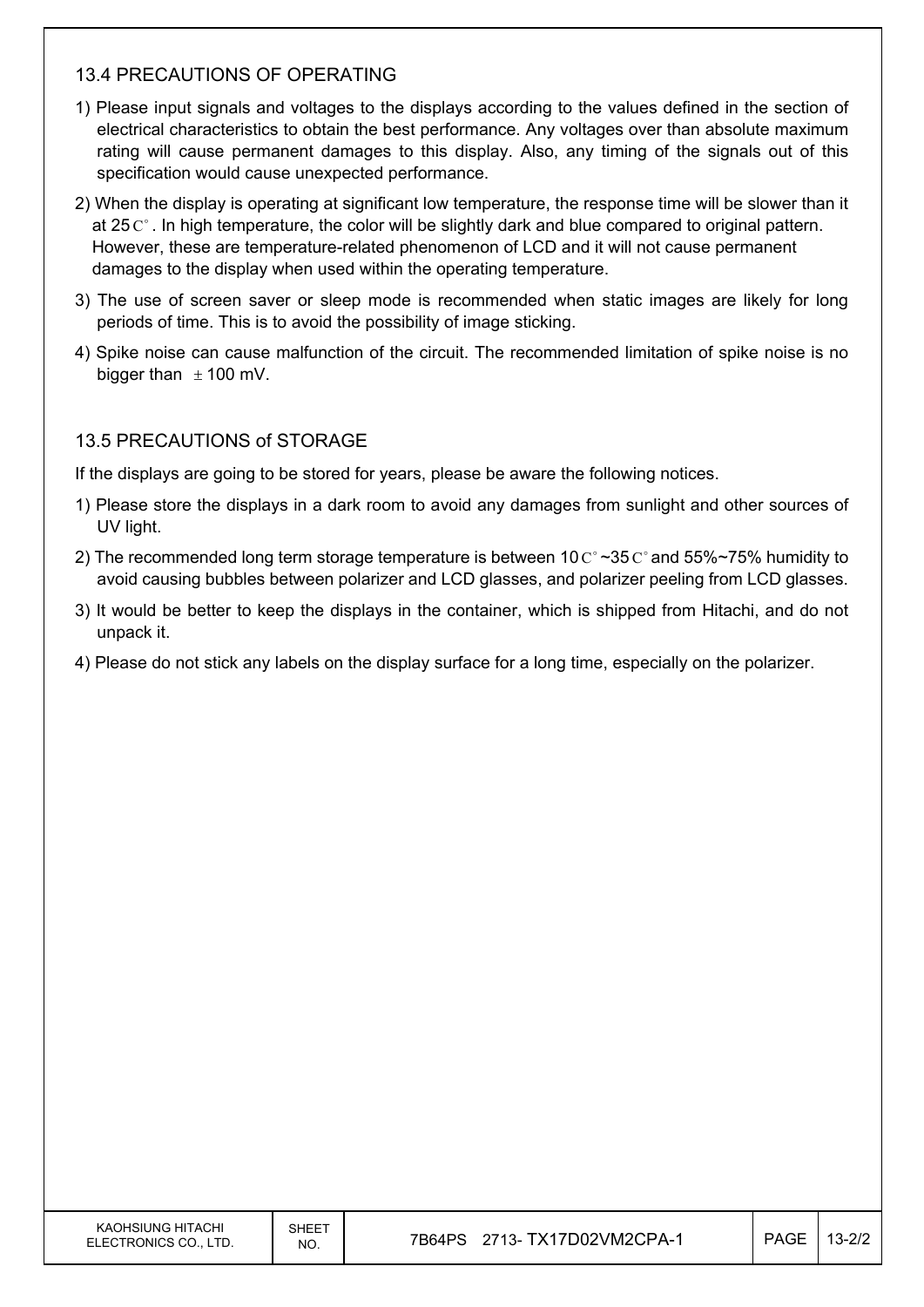### 13.4 PRECAUTIONS OF OPERATING

1) Please input signals and voltages to the displays according to the values defined in the section of electrical characteristics to obtain the best performance. Any voltages over than absolute maximum rating will cause permanent damages to this display. Also, any timing of the signals out of this specification would cause unexpected performance.
2) When the display is operating at significant low temperature, the response time will be slower than it at 25C°. In high temperature, the color will be slightly dark and blue compared to original pattern. However, these are temperature-related phenomenon of LCD and it will not cause permanent damages to the display when used within the operating temperature.
3) The use of screen saver or sleep mode is recommended when static images are likely for long periods of time. This is to avoid the possibility of image sticking.
4) Spike noise can cause malfunction of the circuit. The recommended limitation of spike noise is no bigger than ± 100 mV.

### 13.5 PRECAUTIONS of STORAGE

If the displays are going to be stored for years, please be aware the following notices.

1) Please store the displays in a dark room to avoid any damages from sunlight and other sources of UV light.
2) The recommended long term storage temperature is between 10C°~35C° and 55%~75% humidity to avoid causing bubbles between polarizer and LCD glasses, and polarizer peeling from LCD glasses.
3) It would be better to keep the displays in the container, which is shipped from Hitachi, and do not unpack it.
4) Please do not stick any labels on the display surface for a long time, especially on the polarizer.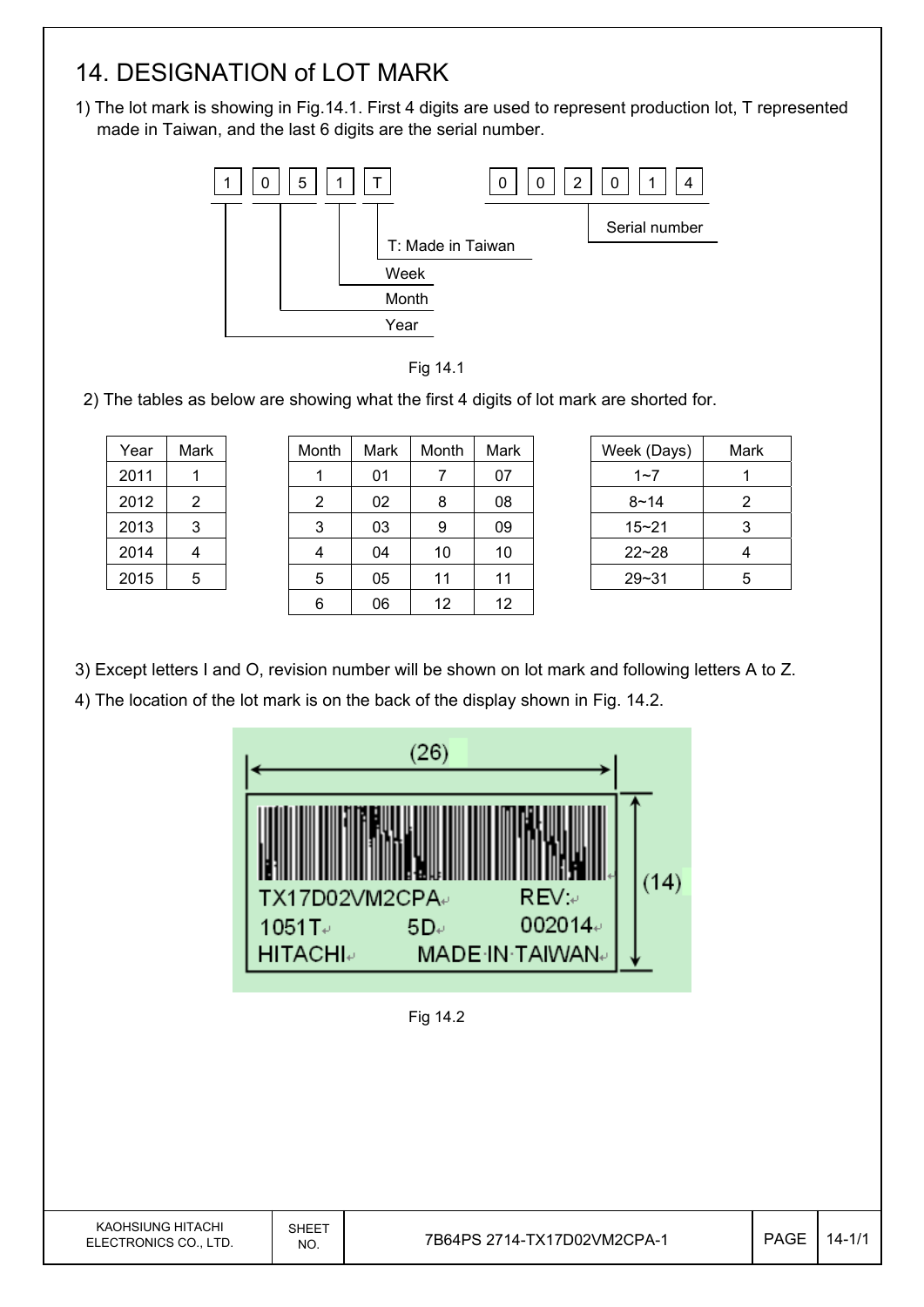# 14. DESIGNATION of LOT MARK

1) The lot mark is showing in Fig.14.1. First 4 digits are used to represent production lot, T represented made in Taiwan, and the last 6 digits are the serial number.

1 0 5 1 T 0 0 2 0 1 4

T: Made in Taiwan

Week

Month

Year

Serial number

Fig 14.1

2) The tables as below are showing what the first 4 digits of lot mark are shorted for.

| Year | Mark |
|---|---|
| 2011 | 1 |
| 2012 | 2 |
| 2013 | 3 |
| 2014 | 4 |
| 2015 | 5 |

| Month | Mark | Month | Mark |
|---|---|---|---|
| 1 | 01 | 7 | 07 |
| 2 | 02 | 8 | 08 |
| 3 | 03 | 9 | 09 |
| 4 | 04 | 10 | 10 |
| 5 | 05 | 11 | 11 |
| 6 | 06 | 12 | 12 |

| Week (Days) | Mark |
|---|---|
| 1~7 | 1 |
| 8~14 | 2 |
| 15~21 | 3 |
| 22~28 | 4 |
| 29~31 | 5 |

3) Except letters I and O, revision number will be shown on lot mark and following letters A to Z.

4) The location of the lot mark is on the back of the display shown in Fig. 14.2.

(26)

(14)

TX17D02VM2CPA REV:

1051T 5D 002014

HITACHI MADE IN TAIWAN

Fig 14.2